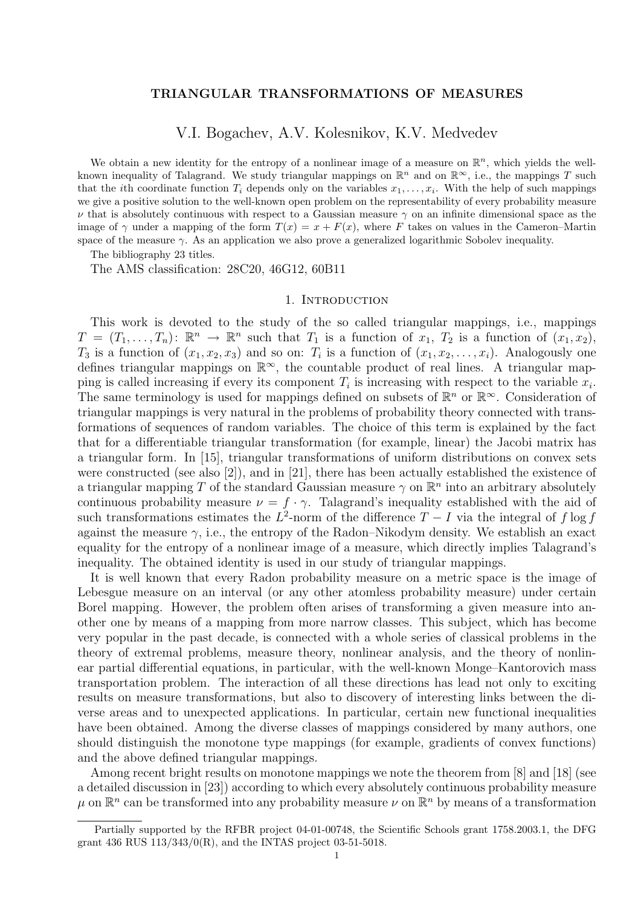## TRIANGULAR TRANSFORMATIONS OF MEASURES

V.I. Bogachev, A.V. Kolesnikov, K.V. Medvedev

We obtain a new identity for the entropy of a nonlinear image of a measure on $\mathbb{R}^n$, which yields the well-known inequality of Talagrand. We study triangular mappings on $\mathbb{R}^n$ and on $\mathbb{R}^\infty$, i.e., the mappings $T$ such that the $i$th coordinate function $T_i$ depends only on the variables $x_1, \ldots, x_i$. With the help of such mappings we give a positive solution to the well-known open problem on the representability of every probability measure $\nu$ that is absolutely continuous with respect to a Gaussian measure $\gamma$ on an infinite dimensional space as the image of $\gamma$ under a mapping of the form $T(x) = x + F(x)$, where $F$ takes on values in the Cameron–Martin space of the measure $\gamma$. As an application we also prove a generalized logarithmic Sobolev inequality.

The bibliography 23 titles.

The AMS classification: 28C20, 46G12, 60B11

## 1. Introduction

This work is devoted to the study of the so called triangular mappings, i.e., mappings $T = (T_1, \ldots, T_n)\colon \mathbb{R}^n \to \mathbb{R}^n$ such that $T_1$ is a function of $x_1$, $T_2$ is a function of $(x_1, x_2)$, $T_3$ is a function of $(x_1, x_2, x_3)$ and so on: $T_i$ is a function of $(x_1, x_2, \ldots, x_i)$. Analogously one defines triangular mappings on $\mathbb{R}^\infty$, the countable product of real lines. A triangular mapping is called increasing if every its component $T_i$ is increasing with respect to the variable $x_i$. The same terminology is used for mappings defined on subsets of $\mathbb{R}^n$ or $\mathbb{R}^\infty$. Consideration of triangular mappings is very natural in the problems of probability theory connected with transformations of sequences of random variables. The choice of this term is explained by the fact that for a differentiable triangular transformation (for example, linear) the Jacobi matrix has a triangular form. In [15], triangular transformations of uniform distributions on convex sets were constructed (see also [2]), and in [21], there has been actually established the existence of a triangular mapping $T$ of the standard Gaussian measure $\gamma$ on $\mathbb{R}^n$ into an arbitrary absolutely continuous probability measure $\nu = f \cdot \gamma$. Talagrand's inequality established with the aid of such transformations estimates the $L^2$-norm of the difference $T - I$ via the integral of $f \log f$ against the measure $\gamma$, i.e., the entropy of the Radon–Nikodym density. We establish an exact equality for the entropy of a nonlinear image of a measure, which directly implies Talagrand's inequality. The obtained identity is used in our study of triangular mappings.

It is well known that every Radon probability measure on a metric space is the image of Lebesgue measure on an interval (or any other atomless probability measure) under certain Borel mapping. However, the problem often arises of transforming a given measure into another one by means of a mapping from more narrow classes. This subject, which has become very popular in the past decade, is connected with a whole series of classical problems in the theory of extremal problems, measure theory, nonlinear analysis, and the theory of nonlinear partial differential equations, in particular, with the well-known Monge–Kantorovich mass transportation problem. The interaction of all these directions has lead not only to exciting results on measure transformations, but also to discovery of interesting links between the diverse areas and to unexpected applications. In particular, certain new functional inequalities have been obtained. Among the diverse classes of mappings considered by many authors, one should distinguish the monotone type mappings (for example, gradients of convex functions) and the above defined triangular mappings.

Among recent bright results on monotone mappings we note the theorem from [8] and [18] (see a detailed discussion in [23]) according to which every absolutely continuous probability measure $\mu$ on $\mathbb{R}^n$ can be transformed into any probability measure $\nu$ on $\mathbb{R}^n$ by means of a transformation

Partially supported by the RFBR project 04-01-00748, the Scientific Schools grant 1758.2003.1, the DFG grant 436 RUS 113/343/0(R), and the INTAS project 03-51-5018.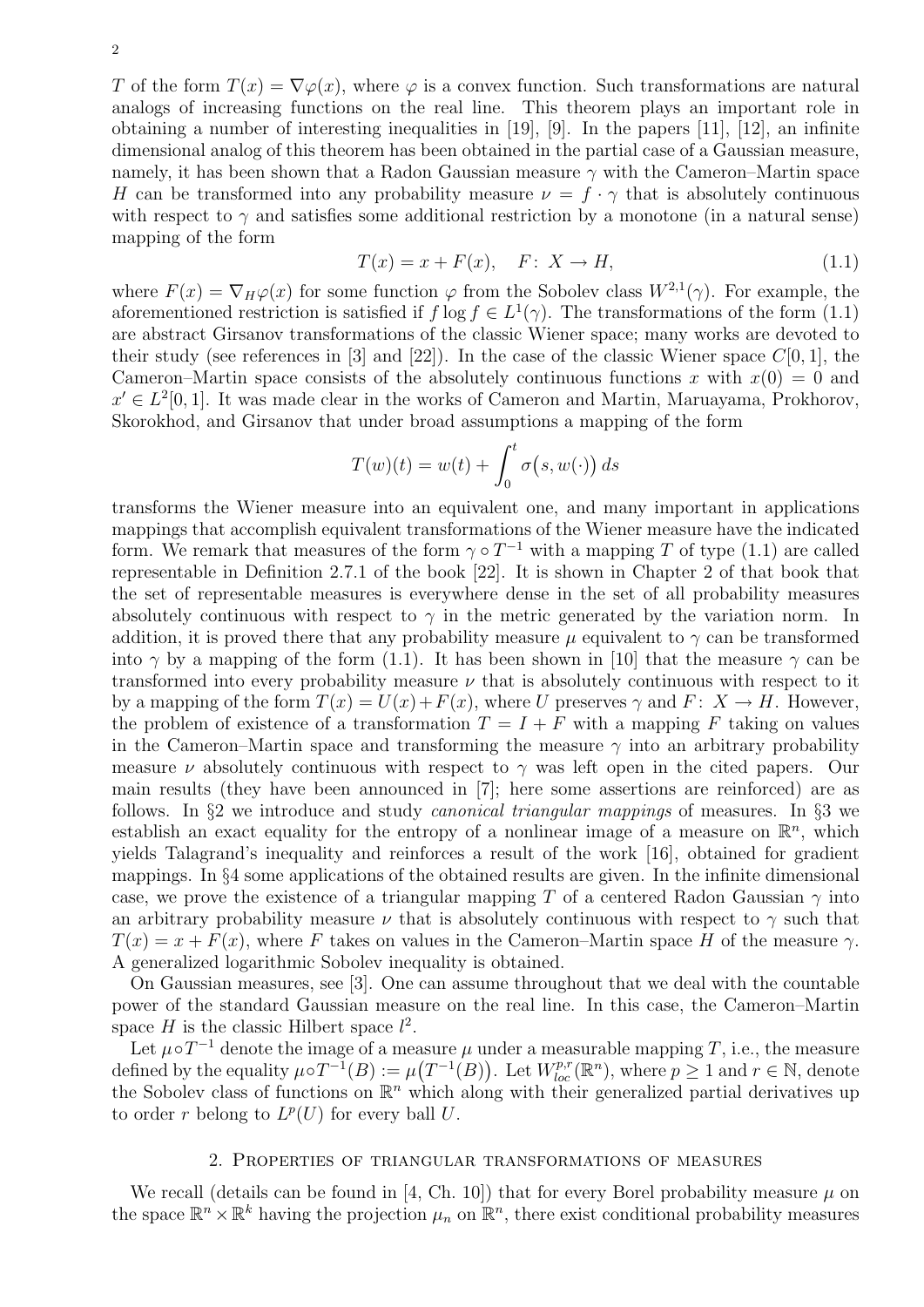$T$ of the form $T(x) = \nabla\varphi(x)$, where $\varphi$ is a convex function. Such transformations are natural analogs of increasing functions on the real line. This theorem plays an important role in obtaining a number of interesting inequalities in [19], [9]. In the papers [11], [12], an infinite dimensional analog of this theorem has been obtained in the partial case of a Gaussian measure, namely, it has been shown that a Radon Gaussian measure $\gamma$ with the Cameron–Martin space $H$ can be transformed into any probability measure $\nu = f \cdot \gamma$ that is absolutely continuous with respect to $\gamma$ and satisfies some additional restriction by a monotone (in a natural sense) mapping of the form

$$T(x) = x + F(x), \quad F\colon X \to H, \tag{1.1}$$

where $F(x) = \nabla_H \varphi(x)$ for some function $\varphi$ from the Sobolev class $W^{2,1}(\gamma)$. For example, the aforementioned restriction is satisfied if $f \log f \in L^1(\gamma)$. The transformations of the form (1.1) are abstract Girsanov transformations of the classic Wiener space; many works are devoted to their study (see references in [3] and [22]). In the case of the classic Wiener space $C[0,1]$, the Cameron–Martin space consists of the absolutely continuous functions $x$ with $x(0) = 0$ and $x' \in L^2[0,1]$. It was made clear in the works of Cameron and Martin, Maruayama, Prokhorov, Skorokhod, and Girsanov that under broad assumptions a mapping of the form

$$T(w)(t) = w(t) + \int_0^t \sigma\bigl(s, w(\cdot)\bigr)\, ds$$

transforms the Wiener measure into an equivalent one, and many important in applications mappings that accomplish equivalent transformations of the Wiener measure have the indicated form. We remark that measures of the form $\gamma \circ T^{-1}$ with a mapping $T$ of type (1.1) are called representable in Definition 2.7.1 of the book [22]. It is shown in Chapter 2 of that book that the set of representable measures is everywhere dense in the set of all probability measures absolutely continuous with respect to $\gamma$ in the metric generated by the variation norm. In addition, it is proved there that any probability measure $\mu$ equivalent to $\gamma$ can be transformed into $\gamma$ by a mapping of the form (1.1). It has been shown in [10] that the measure $\gamma$ can be transformed into every probability measure $\nu$ that is absolutely continuous with respect to it by a mapping of the form $T(x) = U(x) + F(x)$, where $U$ preserves $\gamma$ and $F\colon X \to H$. However, the problem of existence of a transformation $T = I + F$ with a mapping $F$ taking on values in the Cameron–Martin space and transforming the measure $\gamma$ into an arbitrary probability measure $\nu$ absolutely continuous with respect to $\gamma$ was left open in the cited papers. Our main results (they have been announced in [7]; here some assertions are reinforced) are as follows. In §2 we introduce and study *canonical triangular mappings* of measures. In §3 we establish an exact equality for the entropy of a nonlinear image of a measure on $\mathbb{R}^n$, which yields Talagrand's inequality and reinforces a result of the work [16], obtained for gradient mappings. In §4 some applications of the obtained results are given. In the infinite dimensional case, we prove the existence of a triangular mapping $T$ of a centered Radon Gaussian $\gamma$ into an arbitrary probability measure $\nu$ that is absolutely continuous with respect to $\gamma$ such that $T(x) = x + F(x)$, where $F$ takes on values in the Cameron–Martin space $H$ of the measure $\gamma$. A generalized logarithmic Sobolev inequality is obtained.

On Gaussian measures, see [3]. One can assume throughout that we deal with the countable power of the standard Gaussian measure on the real line. In this case, the Cameron–Martin space $H$ is the classic Hilbert space $l^2$.

Let $\mu \circ T^{-1}$ denote the image of a measure $\mu$ under a measurable mapping $T$, i.e., the measure defined by the equality $\mu \circ T^{-1}(B) := \mu\bigl(T^{-1}(B)\bigr)$. Let $W^{p,r}_{loc}(\mathbb{R}^n)$, where $p \geq 1$ and $r \in \mathbb{N}$, denote the Sobolev class of functions on $\mathbb{R}^n$ which along with their generalized partial derivatives up to order $r$ belong to $L^p(U)$ for every ball $U$.

## 2. Properties of triangular transformations of measures

We recall (details can be found in [4, Ch. 10]) that for every Borel probability measure $\mu$ on the space $\mathbb{R}^n \times \mathbb{R}^k$ having the projection $\mu_n$ on $\mathbb{R}^n$, there exist conditional probability measures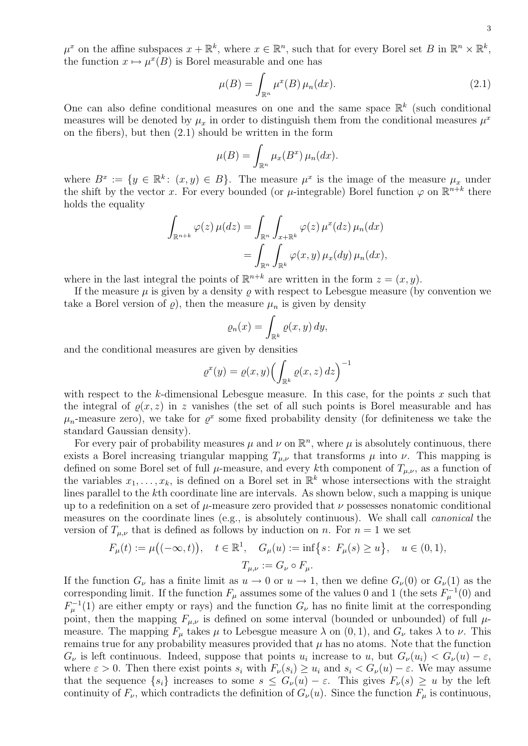$\mu^x$ on the affine subspaces $x + \mathbb{R}^k$, where $x \in \mathbb{R}^n$, such that for every Borel set $B$ in $\mathbb{R}^n \times \mathbb{R}^k$, the function $x \mapsto \mu^x(B)$ is Borel measurable and one has

$$\mu(B) = \int_{\mathbb{R}^n} \mu^x(B)\, \mu_n(dx). \tag{2.1}$$

One can also define conditional measures on one and the same space $\mathbb{R}^k$ (such conditional measures will be denoted by $\mu_x$ in order to distinguish them from the conditional measures $\mu^x$ on the fibers), but then (2.1) should be written in the form

$$\mu(B) = \int_{\mathbb{R}^n} \mu_x(B^x)\, \mu_n(dx).$$

where $B^x := \{y \in \mathbb{R}^k \colon (x, y) \in B\}$. The measure $\mu^x$ is the image of the measure $\mu_x$ under the shift by the vector $x$. For every bounded (or $\mu$-integrable) Borel function $\varphi$ on $\mathbb{R}^{n+k}$ there holds the equality

$$\begin{aligned}\int_{\mathbb{R}^{n+k}} \varphi(z)\, \mu(dz) &= \int_{\mathbb{R}^n} \int_{x+\mathbb{R}^k} \varphi(z)\, \mu^x(dz)\, \mu_n(dx) \\ &= \int_{\mathbb{R}^n} \int_{\mathbb{R}^k} \varphi(x, y)\, \mu_x(dy)\, \mu_n(dx),\end{aligned}$$

where in the last integral the points of $\mathbb{R}^{n+k}$ are written in the form $z = (x, y)$.

If the measure $\mu$ is given by a density $\varrho$ with respect to Lebesgue measure (by convention we take a Borel version of $\varrho$), then the measure $\mu_n$ is given by density

$$\varrho_n(x) = \int_{\mathbb{R}^k} \varrho(x, y)\, dy,$$

and the conditional measures are given by densities

$$\varrho^x(y) = \varrho(x, y) \Big( \int_{\mathbb{R}^k} \varrho(x, z)\, dz \Big)^{-1}$$

with respect to the $k$-dimensional Lebesgue measure. In this case, for the points $x$ such that the integral of $\varrho(x, z)$ in $z$ vanishes (the set of all such points is Borel measurable and has $\mu_n$-measure zero), we take for $\varrho^x$ some fixed probability density (for definiteness we take the standard Gaussian density).

For every pair of probability measures $\mu$ and $\nu$ on $\mathbb{R}^n$, where $\mu$ is absolutely continuous, there exists a Borel increasing triangular mapping $T_{\mu,\nu}$ that transforms $\mu$ into $\nu$. This mapping is defined on some Borel set of full $\mu$-measure, and every $k$th component of $T_{\mu,\nu}$, as a function of the variables $x_1, \dots, x_k$, is defined on a Borel set in $\mathbb{R}^k$ whose intersections with the straight lines parallel to the $k$th coordinate line are intervals. As shown below, such a mapping is unique up to a redefinition on a set of $\mu$-measure zero provided that $\nu$ possesses nonatomic conditional measures on the coordinate lines (e.g., is absolutely continuous). We shall call *canonical* the version of $T_{\mu,\nu}$ that is defined as follows by induction on $n$. For $n = 1$ we set

$$F_\mu(t) := \mu\big((-\infty, t)\big), \quad t \in \mathbb{R}^1, \quad G_\mu(u) := \inf\big\{s \colon F_\mu(s) \geq u\big\}, \quad u \in (0, 1),$$
$$T_{\mu,\nu} := G_\nu \circ F_\mu.$$

If the function $G_\nu$ has a finite limit as $u \to 0$ or $u \to 1$, then we define $G_\nu(0)$ or $G_\nu(1)$ as the corresponding limit. If the function $F_\mu$ assumes some of the values 0 and 1 (the sets $F_\mu^{-1}(0)$ and $F_\mu^{-1}(1)$ are either empty or rays) and the function $G_\nu$ has no finite limit at the corresponding point, then the mapping $F_{\mu,\nu}$ is defined on some interval (bounded or unbounded) of full $\mu$-measure. The mapping $F_\mu$ takes $\mu$ to Lebesgue measure $\lambda$ on $(0, 1)$, and $G_\nu$ takes $\lambda$ to $\nu$. This remains true for any probability measures provided that $\mu$ has no atoms. Note that the function $G_\nu$ is left continuous. Indeed, suppose that points $u_i$ increase to $u$, but $G_\nu(u_i) < G_\nu(u) - \varepsilon$, where $\varepsilon > 0$. Then there exist points $s_i$ with $F_\nu(s_i) \geq u_i$ and $s_i < G_\nu(u) - \varepsilon$. We may assume that the sequence $\{s_i\}$ increases to some $s \leq G_\nu(u) - \varepsilon$. This gives $F_\nu(s) \geq u$ by the left continuity of $F_\nu$, which contradicts the definition of $G_\nu(u)$. Since the function $F_\mu$ is continuous,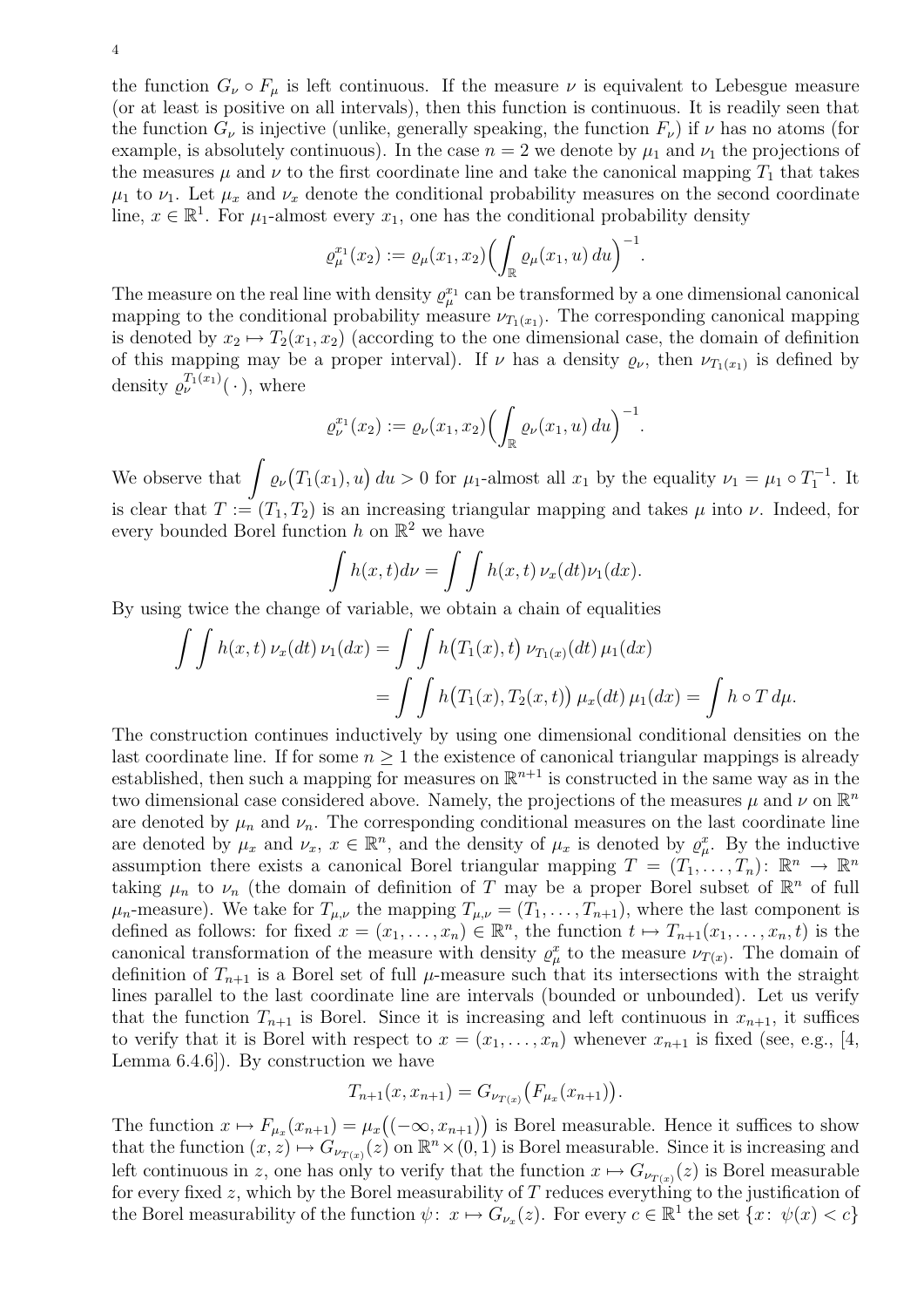the function $G_\nu \circ F_\mu$ is left continuous. If the measure $\nu$ is equivalent to Lebesgue measure (or at least is positive on all intervals), then this function is continuous. It is readily seen that the function $G_\nu$ is injective (unlike, generally speaking, the function $F_\nu$) if $\nu$ has no atoms (for example, is absolutely continuous). In the case $n = 2$ we denote by $\mu_1$ and $\nu_1$ the projections of the measures $\mu$ and $\nu$ to the first coordinate line and take the canonical mapping $T_1$ that takes $\mu_1$ to $\nu_1$. Let $\mu_x$ and $\nu_x$ denote the conditional probability measures on the second coordinate line, $x \in \mathbb{R}^1$. For $\mu_1$-almost every $x_1$, one has the conditional probability density

$$\varrho_\mu^{x_1}(x_2) := \varrho_\mu(x_1, x_2)\Bigl(\int_{\mathbb{R}} \varrho_\mu(x_1, u)\, du\Bigr)^{-1}.$$

The measure on the real line with density $\varrho_\mu^{x_1}$ can be transformed by a one dimensional canonical mapping to the conditional probability measure $\nu_{T_1(x_1)}$. The corresponding canonical mapping is denoted by $x_2 \mapsto T_2(x_1, x_2)$ (according to the one dimensional case, the domain of definition of this mapping may be a proper interval). If $\nu$ has a density $\varrho_\nu$, then $\nu_{T_1(x_1)}$ is defined by density $\varrho_\nu^{T_1(x_1)}(\,\cdot\,)$, where

$$\varrho_\nu^{x_1}(x_2) := \varrho_\nu(x_1, x_2)\Bigl(\int_{\mathbb{R}} \varrho_\nu(x_1, u)\, du\Bigr)^{-1}.$$

We observe that $\displaystyle\int \varrho_\nu\bigl(T_1(x_1), u\bigr)\, du > 0$ for $\mu_1$-almost all $x_1$ by the equality $\nu_1 = \mu_1 \circ T_1^{-1}$. It is clear that $T := (T_1, T_2)$ is an increasing triangular mapping and takes $\mu$ into $\nu$. Indeed, for every bounded Borel function $h$ on $\mathbb{R}^2$ we have

$$\int h(x,t) d\nu = \int\int h(x,t)\, \nu_x(dt) \nu_1(dx).$$

By using twice the change of variable, we obtain a chain of equalities

$$\begin{aligned}\int\int h(x,t)\, \nu_x(dt)\, \nu_1(dx) &= \int\int h\bigl(T_1(x), t\bigr)\, \nu_{T_1(x)}(dt)\, \mu_1(dx) \\ &= \int\int h\bigl(T_1(x), T_2(x,t)\bigr)\, \mu_x(dt)\, \mu_1(dx) = \int h \circ T\, d\mu.\end{aligned}$$

The construction continues inductively by using one dimensional conditional densities on the last coordinate line. If for some $n \geq 1$ the existence of canonical triangular mappings is already established, then such a mapping for measures on $\mathbb{R}^{n+1}$ is constructed in the same way as in the two dimensional case considered above. Namely, the projections of the measures $\mu$ and $\nu$ on $\mathbb{R}^n$ are denoted by $\mu_n$ and $\nu_n$. The corresponding conditional measures on the last coordinate line are denoted by $\mu_x$ and $\nu_x$, $x \in \mathbb{R}^n$, and the density of $\mu_x$ is denoted by $\varrho_\mu^x$. By the inductive assumption there exists a canonical Borel triangular mapping $T = (T_1, \ldots, T_n)\colon \mathbb{R}^n \to \mathbb{R}^n$ taking $\mu_n$ to $\nu_n$ (the domain of definition of $T$ may be a proper Borel subset of $\mathbb{R}^n$ of full $\mu_n$-measure). We take for $T_{\mu,\nu}$ the mapping $T_{\mu,\nu} = (T_1, \ldots, T_{n+1})$, where the last component is defined as follows: for fixed $x = (x_1, \ldots, x_n) \in \mathbb{R}^n$, the function $t \mapsto T_{n+1}(x_1, \ldots, x_n, t)$ is the canonical transformation of the measure with density $\varrho_\mu^x$ to the measure $\nu_{T(x)}$. The domain of definition of $T_{n+1}$ is a Borel set of full $\mu$-measure such that its intersections with the straight lines parallel to the last coordinate line are intervals (bounded or unbounded). Let us verify that the function $T_{n+1}$ is Borel. Since it is increasing and left continuous in $x_{n+1}$, it suffices to verify that it is Borel with respect to $x = (x_1, \ldots, x_n)$ whenever $x_{n+1}$ is fixed (see, e.g., [4, Lemma 6.4.6]). By construction we have

$$T_{n+1}(x, x_{n+1}) = G_{\nu_{T(x)}}\bigl(F_{\mu_x}(x_{n+1})\bigr).$$

The function $x \mapsto F_{\mu_x}(x_{n+1}) = \mu_x\bigl((-\infty, x_{n+1})\bigr)$ is Borel measurable. Hence it suffices to show that the function $(x, z) \mapsto G_{\nu_{T(x)}}(z)$ on $\mathbb{R}^n \times (0, 1)$ is Borel measurable. Since it is increasing and left continuous in $z$, one has only to verify that the function $x \mapsto G_{\nu_{T(x)}}(z)$ is Borel measurable for every fixed $z$, which by the Borel measurability of $T$ reduces everything to the justification of the Borel measurability of the function $\psi\colon\ x \mapsto G_{\nu_x}(z)$. For every $c \in \mathbb{R}^1$ the set $\{x\colon\ \psi(x) < c\}$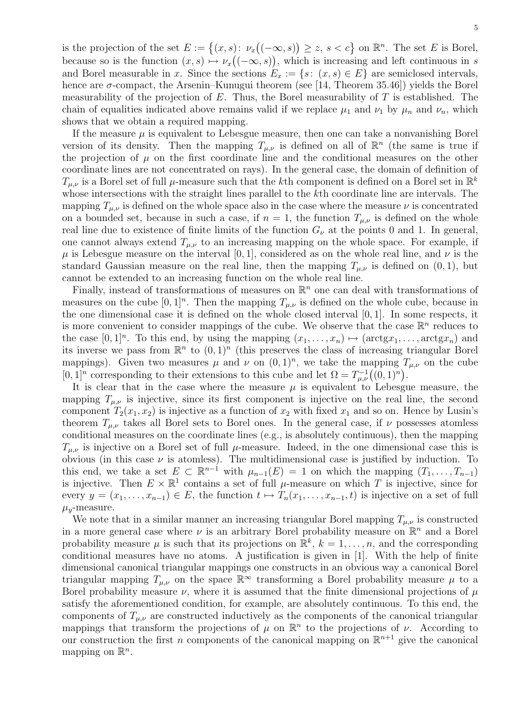is the projection of the set $E := \{(x, s)\colon\ \nu_x\big((-\infty, s)\big) \geq z,\ s < c\}$ on $\mathbb{R}^n$. The set $E$ is Borel, because so is the function $(x, s) \mapsto \nu_x\big((-\infty, s)\big)$, which is increasing and left continuous in $s$ and Borel measurable in $x$. Since the sections $E_x := \{s\colon\ (x, s) \in E\}$ are semiclosed intervals, hence are $\sigma$-compact, the Arsenin–Kunugui theorem (see [14, Theorem 35.46]) yields the Borel measurability of the projection of $E$. Thus, the Borel measurability of $T$ is established. The chain of equalities indicated above remains valid if we replace $\mu_1$ and $\nu_1$ by $\mu_n$ and $\nu_n$, which shows that we obtain a required mapping.

If the measure $\mu$ is equivalent to Lebesgue measure, then one can take a nonvanishing Borel version of its density. Then the mapping $T_{\mu,\nu}$ is defined on all of $\mathbb{R}^n$ (the same is true if the projection of $\mu$ on the first coordinate line and the conditional measures on the other coordinate lines are not concentrated on rays). In the general case, the domain of definition of $T_{\mu,\nu}$ is a Borel set of full $\mu$-measure such that the $k$th component is defined on a Borel set in $\mathbb{R}^k$ whose intersections with the straight lines parallel to the $k$th coordinate line are intervals. The mapping $T_{\mu,\nu}$ is defined on the whole space also in the case where the measure $\nu$ is concentrated on a bounded set, because in such a case, if $n = 1$, the function $T_{\mu,\nu}$ is defined on the whole real line due to existence of finite limits of the function $G_\nu$ at the points 0 and 1. In general, one cannot always extend $T_{\mu,\nu}$ to an increasing mapping on the whole space. For example, if $\mu$ is Lebesgue measure on the interval $[0, 1]$, considered as on the whole real line, and $\nu$ is the standard Gaussian measure on the real line, then the mapping $T_{\mu,\nu}$ is defined on $(0, 1)$, but cannot be extended to an increasing function on the whole real line.

Finally, instead of transformations of measures on $\mathbb{R}^n$ one can deal with transformations of measures on the cube $[0, 1]^n$. Then the mapping $T_{\mu,\nu}$ is defined on the whole cube, because in the one dimensional case it is defined on the whole closed interval $[0, 1]$. In some respects, it is more convenient to consider mappings of the cube. We observe that the case $\mathbb{R}^n$ reduces to the case $[0, 1]^n$. To this end, by using the mapping $(x_1, \ldots, x_n) \mapsto (\mathrm{arctg} x_1, \ldots, \mathrm{arctg} x_n)$ and its inverse we pass from $\mathbb{R}^n$ to $(0, 1)^n$ (this preserves the class of increasing triangular Borel mappings). Given two measures $\mu$ and $\nu$ on $(0, 1)^n$, we take the mapping $T_{\mu,\nu}$ on the cube $[0, 1]^n$ corresponding to their extensions to this cube and let $\Omega = T_{\mu,\nu}^{-1}\big((0, 1)^n\big)$.

It is clear that in the case where the measure $\mu$ is equivalent to Lebesgue measure, the mapping $T_{\mu,\nu}$ is injective, since its first component is injective on the real line, the second component $T_2(x_1, x_2)$ is injective as a function of $x_2$ with fixed $x_1$ and so on. Hence by Lusin's theorem $T_{\mu,\nu}$ takes all Borel sets to Borel ones. In the general case, if $\nu$ possesses atomless conditional measures on the coordinate lines (e.g., is absolutely continuous), then the mapping $T_{\mu,\nu}$ is injective on a Borel set of full $\mu$-measure. Indeed, in the one dimensional case this is obvious (in this case $\nu$ is atomless). The multidimensional case is justified by induction. To this end, we take a set $E \subset \mathbb{R}^{n-1}$ with $\mu_{n-1}(E) = 1$ on which the mapping $(T_1, \ldots, T_{n-1})$ is injective. Then $E \times \mathbb{R}^1$ contains a set of full $\mu$-measure on which $T$ is injective, since for every $y = (x_1, \ldots, x_{n-1}) \in E$, the function $t \mapsto T_n(x_1, \ldots, x_{n-1}, t)$ is injective on a set of full $\mu_y$-measure.

We note that in a similar manner an increasing triangular Borel mapping $T_{\mu,\nu}$ is constructed in a more general case where $\nu$ is an arbitrary Borel probability measure on $\mathbb{R}^n$ and a Borel probability measure $\mu$ is such that its projections on $\mathbb{R}^k$, $k = 1, \ldots, n$, and the corresponding conditional measures have no atoms. A justification is given in [1]. With the help of finite dimensional canonical triangular mappings one constructs in an obvious way a canonical Borel triangular mapping $T_{\mu,\nu}$ on the space $\mathbb{R}^\infty$ transforming a Borel probability measure $\mu$ to a Borel probability measure $\nu$, where it is assumed that the finite dimensional projections of $\mu$ satisfy the aforementioned condition, for example, are absolutely continuous. To this end, the components of $T_{\mu,\nu}$ are constructed inductively as the components of the canonical triangular mappings that transform the projections of $\mu$ on $\mathbb{R}^n$ to the projections of $\nu$. According to our construction the first $n$ components of the canonical mapping on $\mathbb{R}^{n+1}$ give the canonical mapping on $\mathbb{R}^n$.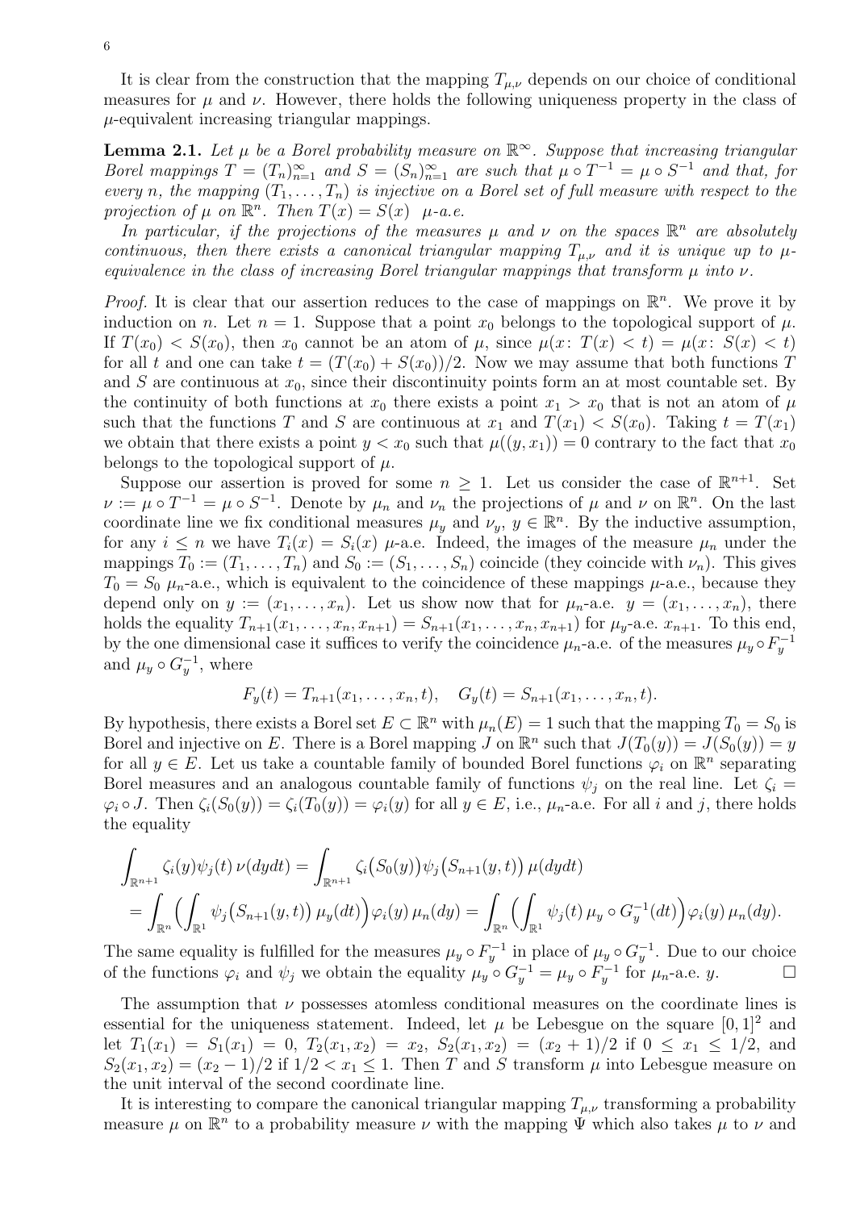It is clear from the construction that the mapping $T_{\mu,\nu}$ depends on our choice of conditional measures for $\mu$ and $\nu$. However, there holds the following uniqueness property in the class of $\mu$-equivalent increasing triangular mappings.

**Lemma 2.1.** *Let $\mu$ be a Borel probability measure on $\mathbb{R}^\infty$. Suppose that increasing triangular Borel mappings $T = (T_n)_{n=1}^\infty$ and $S = (S_n)_{n=1}^\infty$ are such that $\mu \circ T^{-1} = \mu \circ S^{-1}$ and that, for every $n$, the mapping $(T_1, \dots, T_n)$ is injective on a Borel set of full measure with respect to the projection of $\mu$ on $\mathbb{R}^n$. Then $T(x) = S(x)$ $\mu$-a.e.*

*In particular, if the projections of the measures $\mu$ and $\nu$ on the spaces $\mathbb{R}^n$ are absolutely continuous, then there exists a canonical triangular mapping $T_{\mu,\nu}$ and it is unique up to $\mu$-equivalence in the class of increasing Borel triangular mappings that transform $\mu$ into $\nu$.*

*Proof.* It is clear that our assertion reduces to the case of mappings on $\mathbb{R}^n$. We prove it by induction on $n$. Let $n = 1$. Suppose that a point $x_0$ belongs to the topological support of $\mu$. If $T(x_0) < S(x_0)$, then $x_0$ cannot be an atom of $\mu$, since $\mu(x\colon T(x) < t) = \mu(x\colon S(x) < t)$ for all $t$ and one can take $t = (T(x_0) + S(x_0))/2$. Now we may assume that both functions $T$ and $S$ are continuous at $x_0$, since their discontinuity points form an at most countable set. By the continuity of both functions at $x_0$ there exists a point $x_1 > x_0$ that is not an atom of $\mu$ such that the functions $T$ and $S$ are continuous at $x_1$ and $T(x_1) < S(x_0)$. Taking $t = T(x_1)$ we obtain that there exists a point $y < x_0$ such that $\mu((y, x_1)) = 0$ contrary to the fact that $x_0$ belongs to the topological support of $\mu$.

Suppose our assertion is proved for some $n \ge 1$. Let us consider the case of $\mathbb{R}^{n+1}$. Set $\nu := \mu \circ T^{-1} = \mu \circ S^{-1}$. Denote by $\mu_n$ and $\nu_n$ the projections of $\mu$ and $\nu$ on $\mathbb{R}^n$. On the last coordinate line we fix conditional measures $\mu_y$ and $\nu_y$, $y \in \mathbb{R}^n$. By the inductive assumption, for any $i \le n$ we have $T_i(x) = S_i(x)$ $\mu$-a.e. Indeed, the images of the measure $\mu_n$ under the mappings $T_0 := (T_1, \dots, T_n)$ and $S_0 := (S_1, \dots, S_n)$ coincide (they coincide with $\nu_n$). This gives $T_0 = S_0$ $\mu_n$-a.e., which is equivalent to the coincidence of these mappings $\mu$-a.e., because they depend only on $y := (x_1, \dots, x_n)$. Let us show now that for $\mu_n$-a.e. $y = (x_1, \dots, x_n)$, there holds the equality $T_{n+1}(x_1, \dots, x_n, x_{n+1}) = S_{n+1}(x_1, \dots, x_n, x_{n+1})$ for $\mu_y$-a.e. $x_{n+1}$. To this end, by the one dimensional case it suffices to verify the coincidence $\mu_n$-a.e. of the measures $\mu_y \circ F_y^{-1}$ and $\mu_y \circ G_y^{-1}$, where

$$F_y(t) = T_{n+1}(x_1, \dots, x_n, t), \quad G_y(t) = S_{n+1}(x_1, \dots, x_n, t).$$

By hypothesis, there exists a Borel set $E \subset \mathbb{R}^n$ with $\mu_n(E) = 1$ such that the mapping $T_0 = S_0$ is Borel and injective on $E$. There is a Borel mapping $J$ on $\mathbb{R}^n$ such that $J(T_0(y)) = J(S_0(y)) = y$ for all $y \in E$. Let us take a countable family of bounded Borel functions $\varphi_i$ on $\mathbb{R}^n$ separating Borel measures and an analogous countable family of functions $\psi_j$ on the real line. Let $\zeta_i = \varphi_i \circ J$. Then $\zeta_i(S_0(y)) = \zeta_i(T_0(y)) = \varphi_i(y)$ for all $y \in E$, i.e., $\mu_n$-a.e. For all $i$ and $j$, there holds the equality

$$\int_{\mathbb{R}^{n+1}} \zeta_i(y)\psi_j(t)\, \nu(dydt) = \int_{\mathbb{R}^{n+1}} \zeta_i\big(S_0(y)\big)\psi_j\big(S_{n+1}(y,t)\big)\, \mu(dydt)$$
$$= \int_{\mathbb{R}^n} \Big( \int_{\mathbb{R}^1} \psi_j\big(S_{n+1}(y,t)\big)\, \mu_y(dt) \Big) \varphi_i(y)\, \mu_n(dy) = \int_{\mathbb{R}^n} \Big( \int_{\mathbb{R}^1} \psi_j(t)\, \mu_y \circ G_y^{-1}(dt) \Big) \varphi_i(y)\, \mu_n(dy).$$

The same equality is fulfilled for the measures $\mu_y \circ F_y^{-1}$ in place of $\mu_y \circ G_y^{-1}$. Due to our choice of the functions $\varphi_i$ and $\psi_j$ we obtain the equality $\mu_y \circ G_y^{-1} = \mu_y \circ F_y^{-1}$ for $\mu_n$-a.e. $y$. $\square$

The assumption that $\nu$ possesses atomless conditional measures on the coordinate lines is essential for the uniqueness statement. Indeed, let $\mu$ be Lebesgue on the square $[0, 1]^2$ and let $T_1(x_1) = S_1(x_1) = 0$, $T_2(x_1, x_2) = x_2$, $S_2(x_1, x_2) = (x_2 + 1)/2$ if $0 \le x_1 \le 1/2$, and $S_2(x_1, x_2) = (x_2 - 1)/2$ if $1/2 < x_1 \le 1$. Then $T$ and $S$ transform $\mu$ into Lebesgue measure on the unit interval of the second coordinate line.

It is interesting to compare the canonical triangular mapping $T_{\mu,\nu}$ transforming a probability measure $\mu$ on $\mathbb{R}^n$ to a probability measure $\nu$ with the mapping $\Psi$ which also takes $\mu$ to $\nu$ and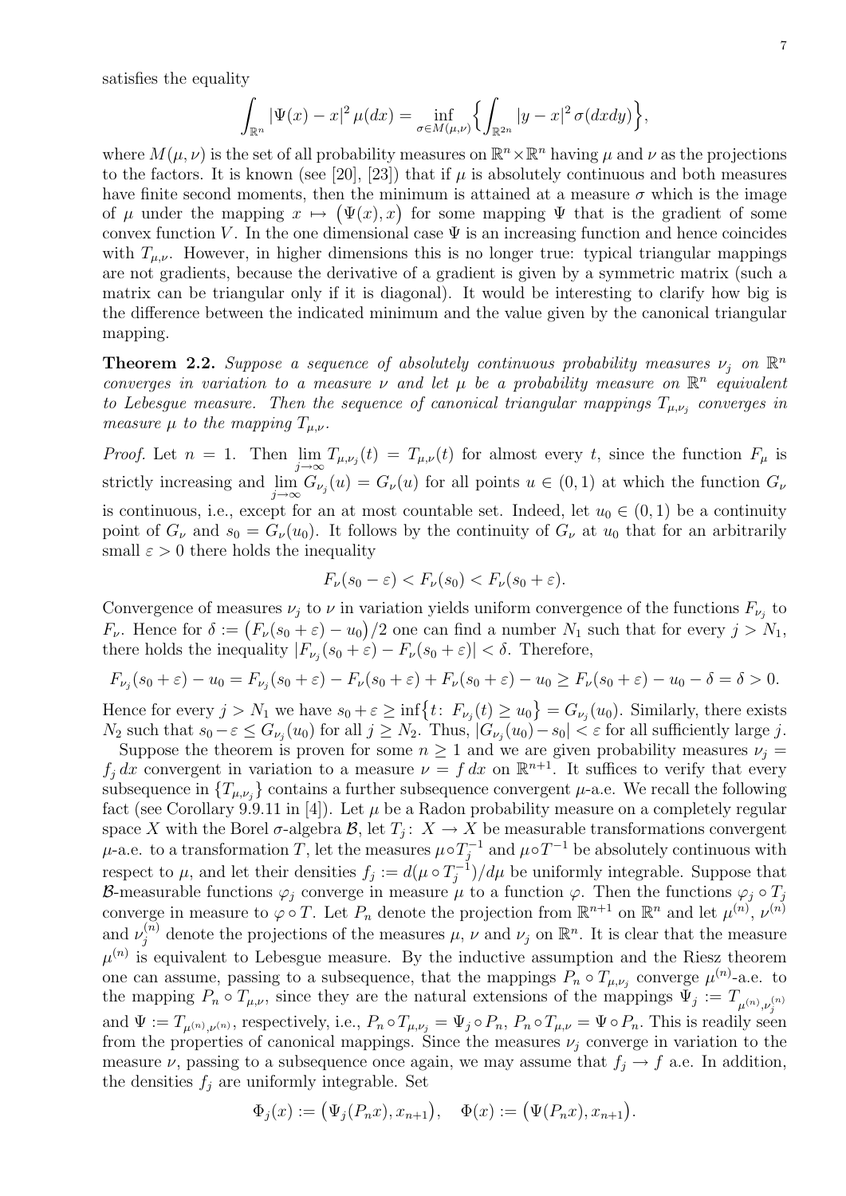satisfies the equality

$$\int_{\mathbb{R}^n} |\Psi(x) - x|^2 \, \mu(dx) = \inf_{\sigma \in M(\mu,\nu)} \Big\{ \int_{\mathbb{R}^{2n}} |y - x|^2 \, \sigma(dxdy) \Big\},$$

where $M(\mu, \nu)$ is the set of all probability measures on $\mathbb{R}^n \times \mathbb{R}^n$ having $\mu$ and $\nu$ as the projections to the factors. It is known (see [20], [23]) that if $\mu$ is absolutely continuous and both measures have finite second moments, then the minimum is attained at a measure $\sigma$ which is the image of $\mu$ under the mapping $x \mapsto \big(\Psi(x), x\big)$ for some mapping $\Psi$ that is the gradient of some convex function $V$. In the one dimensional case $\Psi$ is an increasing function and hence coincides with $T_{\mu,\nu}$. However, in higher dimensions this is no longer true: typical triangular mappings are not gradients, because the derivative of a gradient is given by a symmetric matrix (such a matrix can be triangular only if it is diagonal). It would be interesting to clarify how big is the difference between the indicated minimum and the value given by the canonical triangular mapping.

**Theorem 2.2.** *Suppose a sequence of absolutely continuous probability measures $\nu_j$ on $\mathbb{R}^n$ converges in variation to a measure $\nu$ and let $\mu$ be a probability measure on $\mathbb{R}^n$ equivalent to Lebesgue measure. Then the sequence of canonical triangular mappings $T_{\mu,\nu_j}$ converges in measure $\mu$ to the mapping $T_{\mu,\nu}$.*

*Proof.* Let $n = 1$. Then $\lim\limits_{j\to\infty} T_{\mu,\nu_j}(t) = T_{\mu,\nu}(t)$ for almost every $t$, since the function $F_\mu$ is strictly increasing and $\lim\limits_{j\to\infty} G_{\nu_j}(u) = G_\nu(u)$ for all points $u \in (0,1)$ at which the function $G_\nu$ is continuous, i.e., except for an at most countable set. Indeed, let $u_0 \in (0,1)$ be a continuity point of $G_\nu$ and $s_0 = G_\nu(u_0)$. It follows by the continuity of $G_\nu$ at $u_0$ that for an arbitrarily small $\varepsilon > 0$ there holds the inequality

$$F_\nu(s_0 - \varepsilon) < F_\nu(s_0) < F_\nu(s_0 + \varepsilon).$$

Convergence of measures $\nu_j$ to $\nu$ in variation yields uniform convergence of the functions $F_{\nu_j}$ to $F_\nu$. Hence for $\delta := \big(F_\nu(s_0 + \varepsilon) - u_0\big)/2$ one can find a number $N_1$ such that for every $j > N_1$, there holds the inequality $|F_{\nu_j}(s_0 + \varepsilon) - F_\nu(s_0 + \varepsilon)| < \delta$. Therefore,

$$F_{\nu_j}(s_0+\varepsilon) - u_0 = F_{\nu_j}(s_0+\varepsilon) - F_\nu(s_0+\varepsilon) + F_\nu(s_0+\varepsilon) - u_0 \geq F_\nu(s_0+\varepsilon) - u_0 - \delta = \delta > 0.$$

Hence for every $j > N_1$ we have $s_0 + \varepsilon \geq \inf\big\{t\colon\, F_{\nu_j}(t) \geq u_0\big\} = G_{\nu_j}(u_0)$. Similarly, there exists $N_2$ such that $s_0 - \varepsilon \leq G_{\nu_j}(u_0)$ for all $j \geq N_2$. Thus, $|G_{\nu_j}(u_0) - s_0| < \varepsilon$ for all sufficiently large $j$.

Suppose the theorem is proven for some $n \geq 1$ and we are given probability measures $\nu_j = f_j\,dx$ convergent in variation to a measure $\nu = f\,dx$ on $\mathbb{R}^{n+1}$. It suffices to verify that every subsequence in $\{T_{\mu,\nu_j}\}$ contains a further subsequence convergent $\mu$-a.e. We recall the following fact (see Corollary 9.9.11 in [4]). Let $\mu$ be a Radon probability measure on a completely regular space $X$ with the Borel $\sigma$-algebra $\mathcal{B}$, let $T_j\colon X \to X$ be measurable transformations convergent $\mu$-a.e. to a transformation $T$, let the measures $\mu\circ T_j^{-1}$ and $\mu\circ T^{-1}$ be absolutely continuous with respect to $\mu$, and let their densities $f_j := d(\mu\circ T_j^{-1})/d\mu$ be uniformly integrable. Suppose that $\mathcal{B}$-measurable functions $\varphi_j$ converge in measure $\mu$ to a function $\varphi$. Then the functions $\varphi_j \circ T_j$ converge in measure to $\varphi \circ T$. Let $P_n$ denote the projection from $\mathbb{R}^{n+1}$ on $\mathbb{R}^n$ and let $\mu^{(n)}$, $\nu^{(n)}$ and $\nu_j^{(n)}$ denote the projections of the measures $\mu$, $\nu$ and $\nu_j$ on $\mathbb{R}^n$. It is clear that the measure $\mu^{(n)}$ is equivalent to Lebesgue measure. By the inductive assumption and the Riesz theorem one can assume, passing to a subsequence, that the mappings $P_n \circ T_{\mu,\nu_j}$ converge $\mu^{(n)}$-a.e. to the mapping $P_n \circ T_{\mu,\nu}$, since they are the natural extensions of the mappings $\Psi_j := T_{\mu^{(n)},\nu_j^{(n)}}$ and $\Psi := T_{\mu^{(n)},\nu^{(n)}}$, respectively, i.e., $P_n \circ T_{\mu,\nu_j} = \Psi_j \circ P_n$, $P_n \circ T_{\mu,\nu} = \Psi \circ P_n$. This is readily seen from the properties of canonical mappings. Since the measures $\nu_j$ converge in variation to the measure $\nu$, passing to a subsequence once again, we may assume that $f_j \to f$ a.e. In addition, the densities $f_j$ are uniformly integrable. Set

$$\Phi_j(x) := \big(\Psi_j(P_n x), x_{n+1}\big), \quad \Phi(x) := \big(\Psi(P_n x), x_{n+1}\big).$$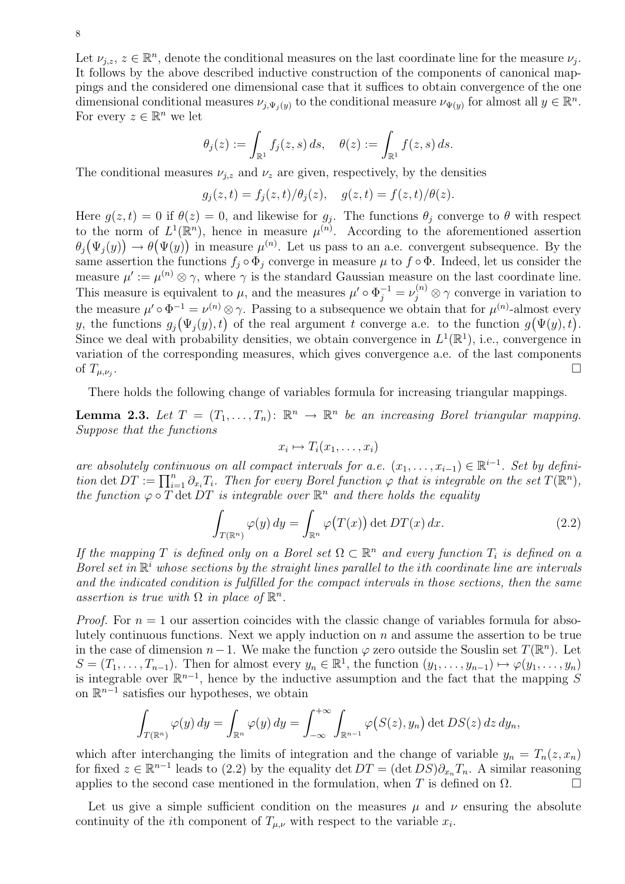Let $\nu_{j,z}$, $z \in \mathbb{R}^n$, denote the conditional measures on the last coordinate line for the measure $\nu_j$. It follows by the above described inductive construction of the components of canonical mappings and the considered one dimensional case that it suffices to obtain convergence of the one dimensional conditional measures $\nu_{j,\Psi_j(y)}$ to the conditional measure $\nu_{\Psi(y)}$ for almost all $y \in \mathbb{R}^n$. For every $z \in \mathbb{R}^n$ we let

$$\theta_j(z) := \int_{\mathbb{R}^1} f_j(z,s)\, ds, \quad \theta(z) := \int_{\mathbb{R}^1} f(z,s)\, ds.$$

The conditional measures $\nu_{j,z}$ and $\nu_z$ are given, respectively, by the densities

$$g_j(z,t) = f_j(z,t)/\theta_j(z), \quad g(z,t) = f(z,t)/\theta(z).$$

Here $g(z,t) = 0$ if $\theta(z) = 0$, and likewise for $g_j$. The functions $\theta_j$ converge to $\theta$ with respect to the norm of $L^1(\mathbb{R}^n)$, hence in measure $\mu^{(n)}$. According to the aforementioned assertion $\theta_j\big(\Psi_j(y)\big) \to \theta\big(\Psi(y)\big)$ in measure $\mu^{(n)}$. Let us pass to an a.e. convergent subsequence. By the same assertion the functions $f_j \circ \Phi_j$ converge in measure $\mu$ to $f \circ \Phi$. Indeed, let us consider the measure $\mu' := \mu^{(n)} \otimes \gamma$, where $\gamma$ is the standard Gaussian measure on the last coordinate line. This measure is equivalent to $\mu$, and the measures $\mu' \circ \Phi_j^{-1} = \nu_j^{(n)} \otimes \gamma$ converge in variation to the measure $\mu' \circ \Phi^{-1} = \nu^{(n)} \otimes \gamma$. Passing to a subsequence we obtain that for $\mu^{(n)}$-almost every $y$, the functions $g_j\big(\Psi_j(y), t\big)$ of the real argument $t$ converge a.e. to the function $g\big(\Psi(y), t\big)$. Since we deal with probability densities, we obtain convergence in $L^1(\mathbb{R}^1)$, i.e., convergence in variation of the corresponding measures, which gives convergence a.e. of the last components of $T_{\mu,\nu_j}$. $\square$

There holds the following change of variables formula for increasing triangular mappings.

**Lemma 2.3.** *Let $T = (T_1, \ldots, T_n)\colon \mathbb{R}^n \to \mathbb{R}^n$ be an increasing Borel triangular mapping. Suppose that the functions*

$$x_i \mapsto T_i(x_1, \ldots, x_i)$$

*are absolutely continuous on all compact intervals for a.e. $(x_1, \ldots, x_{i-1}) \in \mathbb{R}^{i-1}$. Set by definition $\det DT := \prod_{i=1}^n \partial_{x_i} T_i$. Then for every Borel function $\varphi$ that is integrable on the set $T(\mathbb{R}^n)$, the function $\varphi \circ T \det DT$ is integrable over $\mathbb{R}^n$ and there holds the equality*

$$\int_{T(\mathbb{R}^n)} \varphi(y)\, dy = \int_{\mathbb{R}^n} \varphi\big(T(x)\big) \det DT(x)\, dx. \tag{2.2}$$

*If the mapping $T$ is defined only on a Borel set $\Omega \subset \mathbb{R}^n$ and every function $T_i$ is defined on a Borel set in $\mathbb{R}^i$ whose sections by the straight lines parallel to the $i$th coordinate line are intervals and the indicated condition is fulfilled for the compact intervals in those sections, then the same assertion is true with $\Omega$ in place of $\mathbb{R}^n$.*

*Proof.* For $n = 1$ our assertion coincides with the classic change of variables formula for absolutely continuous functions. Next we apply induction on $n$ and assume the assertion to be true in the case of dimension $n-1$. We make the function $\varphi$ zero outside the Souslin set $T(\mathbb{R}^n)$. Let $S = (T_1, \ldots, T_{n-1})$. Then for almost every $y_n \in \mathbb{R}^1$, the function $(y_1, \ldots, y_{n-1}) \mapsto \varphi(y_1, \ldots, y_n)$ is integrable over $\mathbb{R}^{n-1}$, hence by the inductive assumption and the fact that the mapping $S$ on $\mathbb{R}^{n-1}$ satisfies our hypotheses, we obtain

$$\int_{T(\mathbb{R}^n)} \varphi(y)\, dy = \int_{\mathbb{R}^n} \varphi(y)\, dy = \int_{-\infty}^{+\infty} \int_{\mathbb{R}^{n-1}} \varphi\big(S(z), y_n\big) \det DS(z)\, dz\, dy_n,$$

which after interchanging the limits of integration and the change of variable $y_n = T_n(z, x_n)$ for fixed $z \in \mathbb{R}^{n-1}$ leads to (2.2) by the equality $\det DT = (\det DS)\partial_{x_n} T_n$. A similar reasoning applies to the second case mentioned in the formulation, when $T$ is defined on $\Omega$. $\square$

Let us give a simple sufficient condition on the measures $\mu$ and $\nu$ ensuring the absolute continuity of the $i$th component of $T_{\mu,\nu}$ with respect to the variable $x_i$.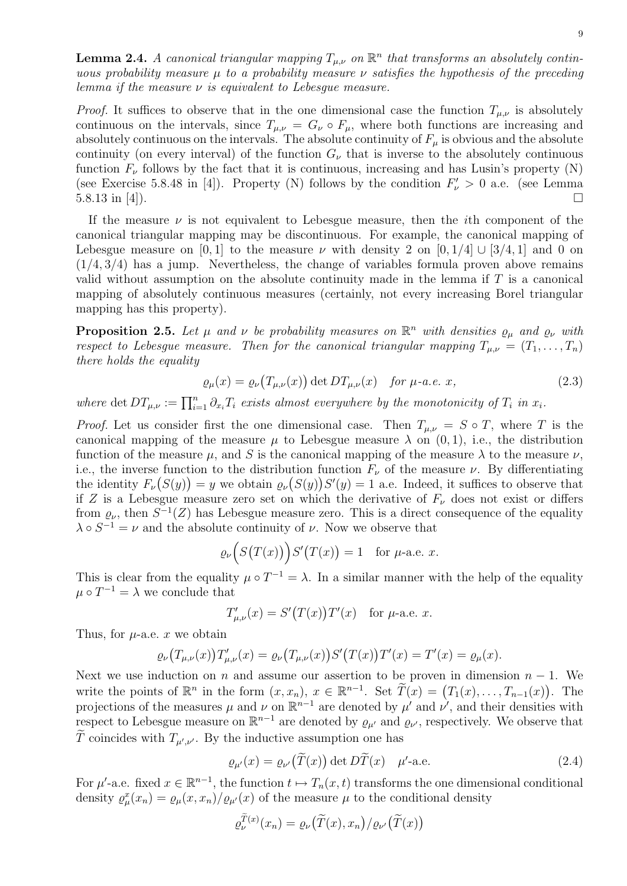**Lemma 2.4.** *A canonical triangular mapping $T_{\mu,\nu}$ on $\mathbb{R}^n$ that transforms an absolutely continuous probability measure $\mu$ to a probability measure $\nu$ satisfies the hypothesis of the preceding lemma if the measure $\nu$ is equivalent to Lebesgue measure.*

*Proof.* It suffices to observe that in the one dimensional case the function $T_{\mu,\nu}$ is absolutely continuous on the intervals, since $T_{\mu,\nu} = G_\nu \circ F_\mu$, where both functions are increasing and absolutely continuous on the intervals. The absolute continuity of $F_\mu$ is obvious and the absolute continuity (on every interval) of the function $G_\nu$ that is inverse to the absolutely continuous function $F_\nu$ follows by the fact that it is continuous, increasing and has Lusin's property (N) (see Exercise 5.8.48 in [4]). Property (N) follows by the condition $F'_\nu > 0$ a.e. (see Lemma 5.8.13 in [4]). □

If the measure $\nu$ is not equivalent to Lebesgue measure, then the $i$th component of the canonical triangular mapping may be discontinuous. For example, the canonical mapping of Lebesgue measure on $[0,1]$ to the measure $\nu$ with density 2 on $[0,1/4] \cup [3/4,1]$ and 0 on $(1/4,3/4)$ has a jump. Nevertheless, the change of variables formula proven above remains valid without assumption on the absolute continuity made in the lemma if $T$ is a canonical mapping of absolutely continuous measures (certainly, not every increasing Borel triangular mapping has this property).

**Proposition 2.5.** *Let $\mu$ and $\nu$ be probability measures on $\mathbb{R}^n$ with densities $\varrho_\mu$ and $\varrho_\nu$ with respect to Lebesgue measure. Then for the canonical triangular mapping $T_{\mu,\nu} = (T_1, \ldots, T_n)$ there holds the equality*

$$\varrho_\mu(x) = \varrho_\nu\big(T_{\mu,\nu}(x)\big) \det DT_{\mu,\nu}(x) \quad \text{for } \mu\text{-a.e. } x, \tag{2.3}$$

*where $\det DT_{\mu,\nu} := \prod_{i=1}^n \partial_{x_i} T_i$ exists almost everywhere by the monotonicity of $T_i$ in $x_i$.*

*Proof.* Let us consider first the one dimensional case. Then $T_{\mu,\nu} = S \circ T$, where $T$ is the canonical mapping of the measure $\mu$ to Lebesgue measure $\lambda$ on $(0,1)$, i.e., the distribution function of the measure $\mu$, and $S$ is the canonical mapping of the measure $\lambda$ to the measure $\nu$, i.e., the inverse function to the distribution function $F_\nu$ of the measure $\nu$. By differentiating the identity $F_\nu\big(S(y)\big) = y$ we obtain $\varrho_\nu\big(S(y)\big)S'(y) = 1$ a.e. Indeed, it suffices to observe that if $Z$ is a Lebesgue measure zero set on which the derivative of $F_\nu$ does not exist or differs from $\varrho_\nu$, then $S^{-1}(Z)$ has Lebesgue measure zero. This is a direct consequence of the equality $\lambda \circ S^{-1} = \nu$ and the absolute continuity of $\nu$. Now we observe that

$$\varrho_\nu\Big(S\big(T(x)\big)\Big) S'\big(T(x)\big) = 1 \quad \text{for } \mu\text{-a.e. } x.$$

This is clear from the equality $\mu \circ T^{-1} = \lambda$. In a similar manner with the help of the equality $\mu \circ T^{-1} = \lambda$ we conclude that

$$T'_{\mu,\nu}(x) = S'\big(T(x)\big)T'(x) \quad \text{for } \mu\text{-a.e. } x.$$

Thus, for $\mu$-a.e. $x$ we obtain

$$\varrho_\nu\big(T_{\mu,\nu}(x)\big)T'_{\mu,\nu}(x) = \varrho_\nu\big(T_{\mu,\nu}(x)\big)S'\big(T(x)\big)T'(x) = T'(x) = \varrho_\mu(x).$$

Next we use induction on $n$ and assume our assertion to be proven in dimension $n-1$. We write the points of $\mathbb{R}^n$ in the form $(x, x_n)$, $x \in \mathbb{R}^{n-1}$. Set $\widetilde{T}(x) = \big(T_1(x), \ldots, T_{n-1}(x)\big)$. The projections of the measures $\mu$ and $\nu$ on $\mathbb{R}^{n-1}$ are denoted by $\mu'$ and $\nu'$, and their densities with respect to Lebesgue measure on $\mathbb{R}^{n-1}$ are denoted by $\varrho_{\mu'}$ and $\varrho_{\nu'}$, respectively. We observe that $\widetilde{T}$ coincides with $T_{\mu',\nu'}$. By the inductive assumption one has

$$\varrho_{\mu'}(x) = \varrho_{\nu'}\big(\widetilde{T}(x)\big) \det D\widetilde{T}(x) \quad \mu'\text{-a.e.} \tag{2.4}$$

For $\mu'$-a.e. fixed $x \in \mathbb{R}^{n-1}$, the function $t \mapsto T_n(x,t)$ transforms the one dimensional conditional density $\varrho^x_\mu(x_n) = \varrho_\mu(x, x_n)/\varrho_{\mu'}(x)$ of the measure $\mu$ to the conditional density

$$\varrho_\nu^{\widetilde{T}(x)}(x_n) = \varrho_\nu\big(\widetilde{T}(x), x_n\big)/\varrho_{\nu'}\big(\widetilde{T}(x)\big)$$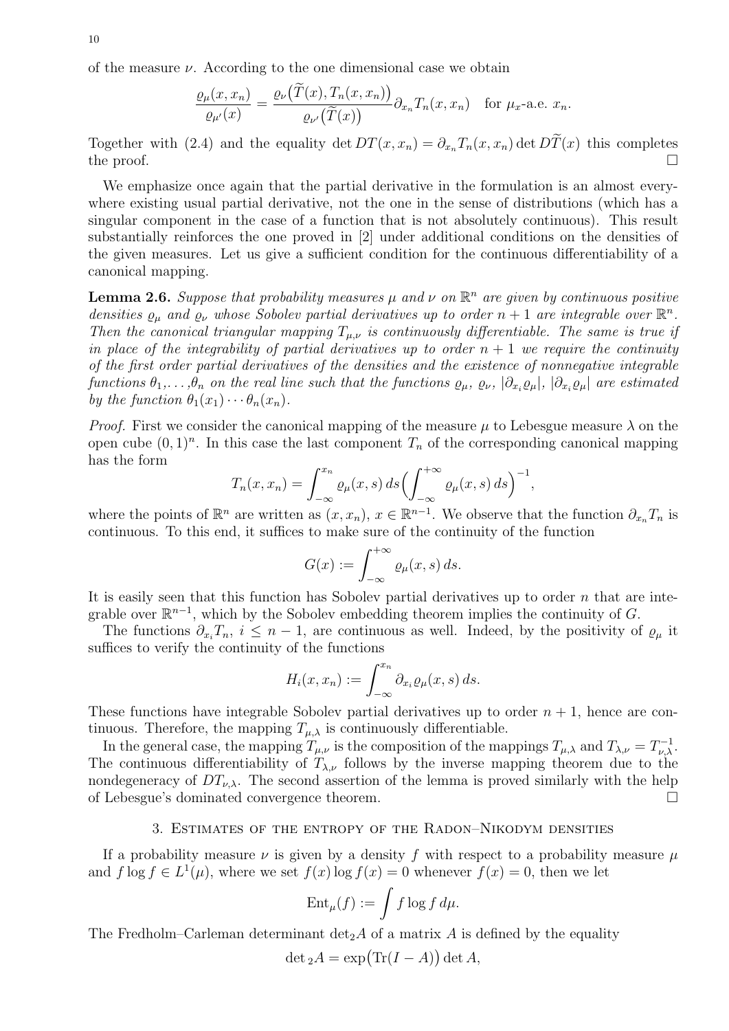of the measure $\nu$. According to the one dimensional case we obtain

$$\frac{\varrho_\mu(x,x_n)}{\varrho_{\mu'}(x)} = \frac{\varrho_\nu\big(\widetilde{T}(x), T_n(x,x_n)\big)}{\varrho_{\nu'}\big(\widetilde{T}(x)\big)} \partial_{x_n} T_n(x,x_n) \quad \text{for } \mu_x\text{-a.e. } x_n.$$

Together with (2.4) and the equality $\det DT(x,x_n) = \partial_{x_n} T_n(x,x_n) \det D\widetilde{T}(x)$ this completes the proof. $\square$

We emphasize once again that the partial derivative in the formulation is an almost everywhere existing usual partial derivative, not the one in the sense of distributions (which has a singular component in the case of a function that is not absolutely continuous). This result substantially reinforces the one proved in [2] under additional conditions on the densities of the given measures. Let us give a sufficient condition for the continuous differentiability of a canonical mapping.

**Lemma 2.6.** *Suppose that probability measures $\mu$ and $\nu$ on $\mathbb{R}^n$ are given by continuous positive densities $\varrho_\mu$ and $\varrho_\nu$ whose Sobolev partial derivatives up to order $n+1$ are integrable over $\mathbb{R}^n$. Then the canonical triangular mapping $T_{\mu,\nu}$ is continuously differentiable. The same is true if in place of the integrability of partial derivatives up to order $n+1$ we require the continuity of the first order partial derivatives of the densities and the existence of nonnegative integrable functions $\theta_1,\ldots,\theta_n$ on the real line such that the functions $\varrho_\mu$, $\varrho_\nu$, $|\partial_{x_i}\varrho_\mu|$, $|\partial_{x_i}\varrho_\mu|$ are estimated by the function $\theta_1(x_1)\cdots\theta_n(x_n)$.*

*Proof.* First we consider the canonical mapping of the measure $\mu$ to Lebesgue measure $\lambda$ on the open cube $(0,1)^n$. In this case the last component $T_n$ of the corresponding canonical mapping has the form

$$T_n(x,x_n) = \int_{-\infty}^{x_n} \varrho_\mu(x,s)\,ds \Big(\int_{-\infty}^{+\infty} \varrho_\mu(x,s)\,ds\Big)^{-1},$$

where the points of $\mathbb{R}^n$ are written as $(x,x_n)$, $x \in \mathbb{R}^{n-1}$. We observe that the function $\partial_{x_n} T_n$ is continuous. To this end, it suffices to make sure of the continuity of the function

$$G(x) := \int_{-\infty}^{+\infty} \varrho_\mu(x,s)\,ds.$$

It is easily seen that this function has Sobolev partial derivatives up to order $n$ that are integrable over $\mathbb{R}^{n-1}$, which by the Sobolev embedding theorem implies the continuity of $G$.

The functions $\partial_{x_i} T_n$, $i \le n-1$, are continuous as well. Indeed, by the positivity of $\varrho_\mu$ it suffices to verify the continuity of the functions

$$H_i(x,x_n) := \int_{-\infty}^{x_n} \partial_{x_i}\varrho_\mu(x,s)\,ds.$$

These functions have integrable Sobolev partial derivatives up to order $n+1$, hence are continuous. Therefore, the mapping $T_{\mu,\lambda}$ is continuously differentiable.

In the general case, the mapping $T_{\mu,\nu}$ is the composition of the mappings $T_{\mu,\lambda}$ and $T_{\lambda,\nu} = T_{\nu,\lambda}^{-1}$. The continuous differentiability of $T_{\lambda,\nu}$ follows by the inverse mapping theorem due to the nondegeneracy of $DT_{\nu,\lambda}$. The second assertion of the lemma is proved similarly with the help of Lebesgue's dominated convergence theorem. $\square$

## 3. Estimates of the entropy of the Radon–Nikodym densities

If a probability measure $\nu$ is given by a density $f$ with respect to a probability measure $\mu$ and $f\log f \in L^1(\mu)$, where we set $f(x)\log f(x) = 0$ whenever $f(x) = 0$, then we let

$$\mathrm{Ent}_\mu(f) := \int f \log f \, d\mu.$$

The Fredholm–Carleman determinant $\det_2 A$ of a matrix $A$ is defined by the equality

$$\det{}_2 A = \exp\big(\mathrm{Tr}(I-A)\big)\det A,$$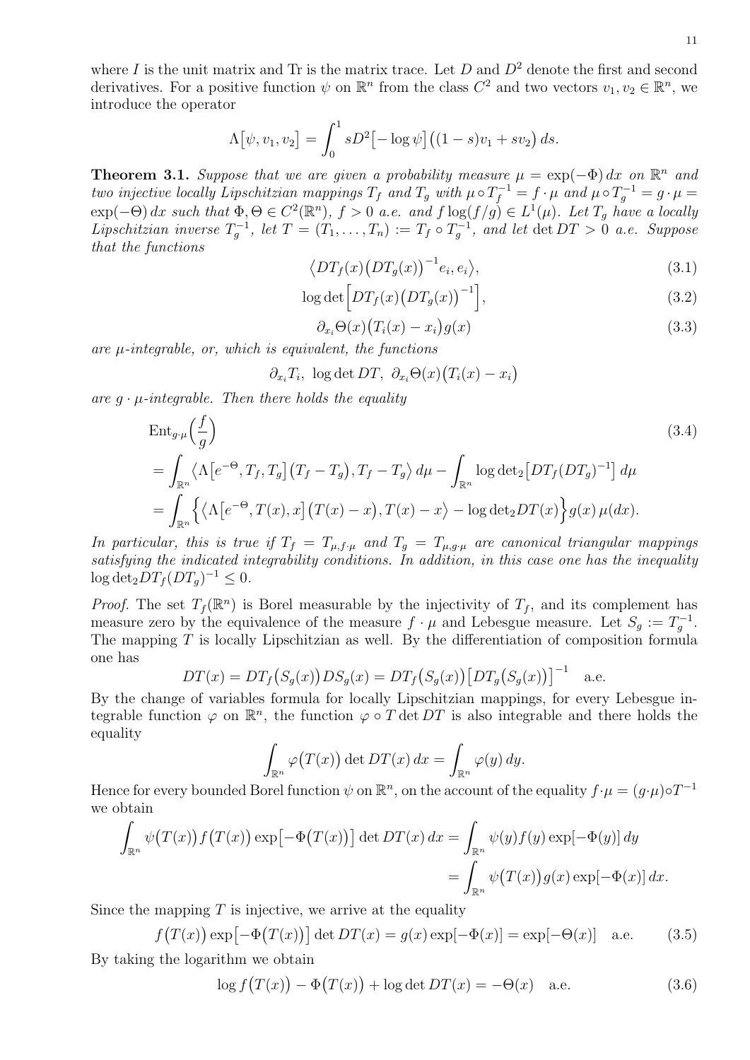where $I$ is the unit matrix and Tr is the matrix trace. Let $D$ and $D^2$ denote the first and second derivatives. For a positive function $\psi$ on $\mathbb{R}^n$ from the class $C^2$ and two vectors $v_1, v_2 \in \mathbb{R}^n$, we introduce the operator

$$\Lambda\big[\psi, v_1, v_2\big] = \int_0^1 sD^2\big[-\log\psi\big]\big((1-s)v_1 + sv_2\big)\,ds.$$

**Theorem 3.1.** *Suppose that we are given a probability measure $\mu = \exp(-\Phi)\,dx$ on $\mathbb{R}^n$ and two injective locally Lipschitzian mappings $T_f$ and $T_g$ with $\mu\circ T_f^{-1} = f\cdot\mu$ and $\mu\circ T_g^{-1} = g\cdot\mu = \exp(-\Theta)\,dx$ such that $\Phi, \Theta \in C^2(\mathbb{R}^n)$, $f > 0$ a.e. and $f\log(f/g) \in L^1(\mu)$. Let $T_g$ have a locally Lipschitzian inverse $T_g^{-1}$, let $T = (T_1, \ldots, T_n) := T_f\circ T_g^{-1}$, and let $\det DT > 0$ a.e. Suppose that the functions*

$$\big\langle DT_f(x)\big(DT_g(x)\big)^{-1}e_i, e_i\big\rangle, \tag{3.1}$$

$$\log\det\Big[DT_f(x)\big(DT_g(x)\big)^{-1}\Big], \tag{3.2}$$

$$\partial_{x_i}\Theta(x)\big(T_i(x) - x_i\big)g(x) \tag{3.3}$$

*are $\mu$-integrable, or, which is equivalent, the functions*

$$\partial_{x_i}T_i,\ \log\det DT,\ \partial_{x_i}\Theta(x)\big(T_i(x) - x_i\big)$$

*are $g\cdot\mu$-integrable. Then there holds the equality*

$$\begin{aligned}
&\mathrm{Ent}_{g\cdot\mu}\Big(\frac{f}{g}\Big) \\
&= \int_{\mathbb{R}^n}\big\langle\Lambda\big[e^{-\Theta}, T_f, T_g\big]\big(T_f - T_g\big), T_f - T_g\big\rangle\,d\mu - \int_{\mathbb{R}^n}\log\det\nolimits_2\big[DT_f(DT_g)^{-1}\big]\,d\mu \\
&= \int_{\mathbb{R}^n}\Big\{\big\langle\Lambda\big[e^{-\Theta}, T(x), x\big]\big(T(x) - x\big), T(x) - x\big\rangle - \log\det\nolimits_2 DT(x)\Big\}g(x)\,\mu(dx).
\end{aligned}\tag{3.4}$$

*In particular, this is true if $T_f = T_{\mu,f\cdot\mu}$ and $T_g = T_{\mu,g\cdot\mu}$ are canonical triangular mappings satisfying the indicated integrability conditions. In addition, in this case one has the inequality $\log\det_2 DT_f(DT_g)^{-1} \le 0$.*

*Proof.* The set $T_f(\mathbb{R}^n)$ is Borel measurable by the injectivity of $T_f$, and its complement has measure zero by the equivalence of the measure $f\cdot\mu$ and Lebesgue measure. Let $S_g := T_g^{-1}$. The mapping $T$ is locally Lipschitzian as well. By the differentiation of composition formula one has

$$DT(x) = DT_f\big(S_g(x)\big)DS_g(x) = DT_f\big(S_g(x)\big)\big[DT_g\big(S_g(x)\big)\big]^{-1} \quad \text{a.e.}$$

By the change of variables formula for locally Lipschitzian mappings, for every Lebesgue integrable function $\varphi$ on $\mathbb{R}^n$, the function $\varphi\circ T\det DT$ is also integrable and there holds the equality

$$\int_{\mathbb{R}^n}\varphi\big(T(x)\big)\det DT(x)\,dx = \int_{\mathbb{R}^n}\varphi(y)\,dy.$$

Hence for every bounded Borel function $\psi$ on $\mathbb{R}^n$, on the account of the equality $f\cdot\mu = (g\cdot\mu)\circ T^{-1}$ we obtain

$$\begin{aligned}
\int_{\mathbb{R}^n}\psi\big(T(x)\big)f\big(T(x)\big)\exp\big[-\Phi\big(T(x)\big)\big]\det DT(x)\,dx &= \int_{\mathbb{R}^n}\psi(y)f(y)\exp[-\Phi(y)]\,dy \\
&= \int_{\mathbb{R}^n}\psi\big(T(x)\big)g(x)\exp[-\Phi(x)]\,dx.
\end{aligned}$$

Since the mapping $T$ is injective, we arrive at the equality

$$f\big(T(x)\big)\exp\big[-\Phi\big(T(x)\big)\big]\det DT(x) = g(x)\exp[-\Phi(x)] = \exp[-\Theta(x)] \quad \text{a.e.} \tag{3.5}$$

By taking the logarithm we obtain

$$\log f\big(T(x)\big) - \Phi\big(T(x)\big) + \log\det DT(x) = -\Theta(x) \quad \text{a.e.} \tag{3.6}$$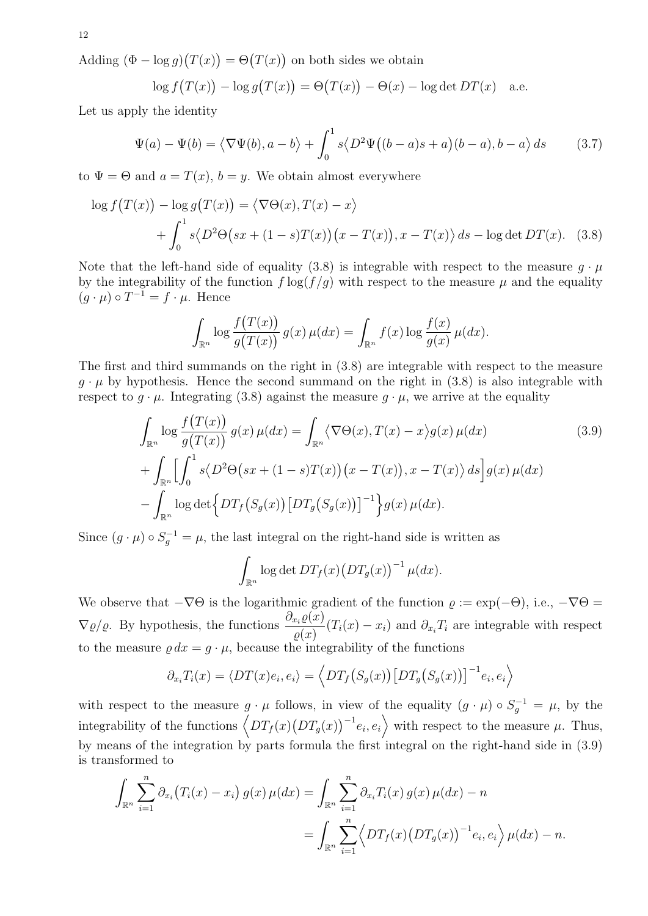Adding $(\Phi - \log g)\big(T(x)\big) = \Theta\big(T(x)\big)$ on both sides we obtain

$$\log f\big(T(x)\big) - \log g\big(T(x)\big) = \Theta\big(T(x)\big) - \Theta(x) - \log\det DT(x) \quad \text{a.e.}$$

Let us apply the identity

$$\Psi(a) - \Psi(b) = \big\langle \nabla\Psi(b), a-b \big\rangle + \int_0^1 s\big\langle D^2\Psi\big((b-a)s + a\big)(b-a), b-a\big\rangle\, ds \tag{3.7}$$

to $\Psi = \Theta$ and $a = T(x)$, $b = y$. We obtain almost everywhere

$$\begin{aligned}\log f\big(T(x)\big) - \log g\big(T(x)\big) &= \big\langle \nabla\Theta(x), T(x) - x\big\rangle \\ &+ \int_0^1 s\big\langle D^2\Theta\big(sx + (1-s)T(x)\big)\big(x - T(x)\big), x - T(x)\big\rangle\, ds - \log\det DT(x). \end{aligned} \tag{3.8}$$

Note that the left-hand side of equality (3.8) is integrable with respect to the measure $g\cdot\mu$ by the integrability of the function $f\log(f/g)$ with respect to the measure $\mu$ and the equality $(g\cdot\mu)\circ T^{-1} = f\cdot\mu$. Hence

$$\int_{\mathbb{R}^n} \log\frac{f\big(T(x)\big)}{g\big(T(x)\big)}\, g(x)\,\mu(dx) = \int_{\mathbb{R}^n} f(x)\log\frac{f(x)}{g(x)}\,\mu(dx).$$

The first and third summands on the right in (3.8) are integrable with respect to the measure $g\cdot\mu$ by hypothesis. Hence the second summand on the right in (3.8) is also integrable with respect to $g\cdot\mu$. Integrating (3.8) against the measure $g\cdot\mu$, we arrive at the equality

$$\begin{aligned}\int_{\mathbb{R}^n} \log\frac{f\big(T(x)\big)}{g\big(T(x)\big)}\, g(x)\,\mu(dx) &= \int_{\mathbb{R}^n} \big\langle \nabla\Theta(x), T(x) - x\big\rangle g(x)\,\mu(dx) \\ &+ \int_{\mathbb{R}^n}\Big[\int_0^1 s\big\langle D^2\Theta\big(sx + (1-s)T(x)\big)\big(x - T(x)\big), x - T(x)\big\rangle\, ds\Big] g(x)\,\mu(dx) \\ &- \int_{\mathbb{R}^n} \log\det\Big\{DT_f\big(S_g(x)\big)\big[DT_g\big(S_g(x)\big)\big]^{-1}\Big\} g(x)\,\mu(dx).\end{aligned} \tag{3.9}$$

Since $(g\cdot\mu)\circ S_g^{-1} = \mu$, the last integral on the right-hand side is written as

$$\int_{\mathbb{R}^n} \log\det DT_f(x)\big(DT_g(x)\big)^{-1}\,\mu(dx).$$

We observe that $-\nabla\Theta$ is the logarithmic gradient of the function $\varrho := \exp(-\Theta)$, i.e., $-\nabla\Theta = \nabla\varrho/\varrho$. By hypothesis, the functions $\dfrac{\partial_{x_i}\varrho(x)}{\varrho(x)}(T_i(x) - x_i)$ and $\partial_{x_i}T_i$ are integrable with respect to the measure $\varrho\, dx = g\cdot\mu$, because the integrability of the functions

$$\partial_{x_i}T_i(x) = \langle DT(x)e_i, e_i\rangle = \Big\langle DT_f\big(S_g(x)\big)\big[DT_g\big(S_g(x)\big)\big]^{-1}e_i, e_i\Big\rangle$$

with respect to the measure $g\cdot\mu$ follows, in view of the equality $(g\cdot\mu)\circ S_g^{-1} = \mu$, by the integrability of the functions $\Big\langle DT_f(x)\big(DT_g(x)\big)^{-1}e_i, e_i\Big\rangle$ with respect to the measure $\mu$. Thus, by means of the integration by parts formula the first integral on the right-hand side in (3.9) is transformed to

$$\begin{aligned}\int_{\mathbb{R}^n}\sum_{i=1}^n \partial_{x_i}\big(T_i(x) - x_i\big)\, g(x)\,\mu(dx) &= \int_{\mathbb{R}^n}\sum_{i=1}^n \partial_{x_i}T_i(x)\, g(x)\,\mu(dx) - n \\ &= \int_{\mathbb{R}^n}\sum_{i=1}^n \Big\langle DT_f(x)\big(DT_g(x)\big)^{-1}e_i, e_i\Big\rangle\,\mu(dx) - n.\end{aligned}$$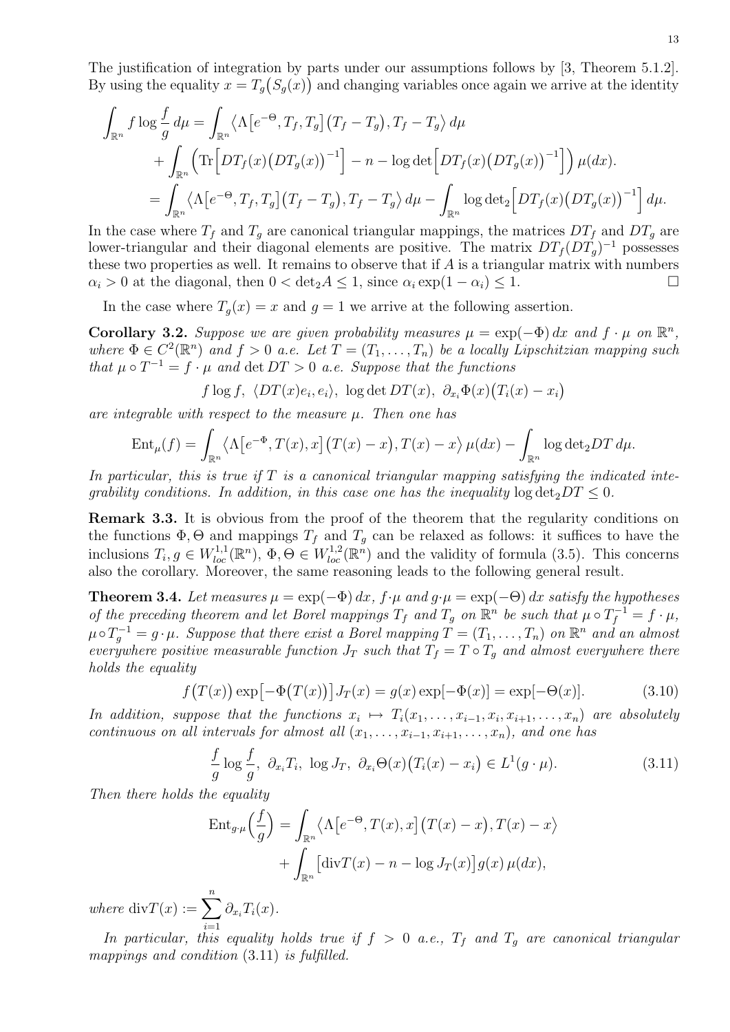The justification of integration by parts under our assumptions follows by [3, Theorem 5.1.2]. By using the equality $x = T_g\big(S_g(x)\big)$ and changing variables once again we arrive at the identity

$$
\begin{aligned}
\int_{\mathbb{R}^n} f \log \frac{f}{g}\, d\mu &= \int_{\mathbb{R}^n} \big\langle \Lambda\big[e^{-\Theta}, T_f, T_g\big]\big(T_f - T_g\big), T_f - T_g \big\rangle\, d\mu \\
&\quad + \int_{\mathbb{R}^n} \Big( \mathrm{Tr}\Big[DT_f(x)\big(DT_g(x)\big)^{-1}\Big] - n - \log\det\Big[DT_f(x)\big(DT_g(x)\big)^{-1}\Big]\Big)\, \mu(dx). \\
&= \int_{\mathbb{R}^n} \big\langle \Lambda\big[e^{-\Theta}, T_f, T_g\big]\big(T_f - T_g\big), T_f - T_g \big\rangle\, d\mu - \int_{\mathbb{R}^n} \log\det{}_2\Big[DT_f(x)\big(DT_g(x)\big)^{-1}\Big]\, d\mu.
\end{aligned}
$$

In the case where $T_f$ and $T_g$ are canonical triangular mappings, the matrices $DT_f$ and $DT_g$ are lower-triangular and their diagonal elements are positive. The matrix $DT_f(DT_g)^{-1}$ possesses these two properties as well. It remains to observe that if $A$ is a triangular matrix with numbers $\alpha_i > 0$ at the diagonal, then $0 < \det_2 A \le 1$, since $\alpha_i \exp(1 - \alpha_i) \le 1$. $\square$

In the case where $T_g(x) = x$ and $g = 1$ we arrive at the following assertion.

**Corollary 3.2.** *Suppose we are given probability measures $\mu = \exp(-\Phi)\, dx$ and $f \cdot \mu$ on $\mathbb{R}^n$, where $\Phi \in C^2(\mathbb{R}^n)$ and $f > 0$ a.e. Let $T = (T_1, \ldots, T_n)$ be a locally Lipschitzian mapping such that $\mu \circ T^{-1} = f \cdot \mu$ and $\det DT > 0$ a.e. Suppose that the functions*

$$
f \log f,\ \langle DT(x) e_i, e_i\rangle,\ \log\det DT(x),\ \partial_{x_i}\Phi(x)\big(T_i(x) - x_i\big)
$$

*are integrable with respect to the measure $\mu$. Then one has*

$$
\mathrm{Ent}_\mu(f) = \int_{\mathbb{R}^n} \big\langle \Lambda\big[e^{-\Phi}, T(x), x\big]\big(T(x) - x\big), T(x) - x \big\rangle\, \mu(dx) - \int_{\mathbb{R}^n} \log\det{}_2 DT\, d\mu.
$$

*In particular, this is true if $T$ is a canonical triangular mapping satisfying the indicated integrability conditions. In addition, in this case one has the inequality $\log\det_2 DT \le 0$.*

**Remark 3.3.** It is obvious from the proof of the theorem that the regularity conditions on the functions $\Phi, \Theta$ and mappings $T_f$ and $T_g$ can be relaxed as follows: it suffices to have the inclusions $T_i, g \in W^{1,1}_{loc}(\mathbb{R}^n)$, $\Phi, \Theta \in W^{1,2}_{loc}(\mathbb{R}^n)$ and the validity of formula (3.5). This concerns also the corollary. Moreover, the same reasoning leads to the following general result.

**Theorem 3.4.** *Let measures $\mu = \exp(-\Phi)\, dx$, $f \cdot \mu$ and $g \cdot \mu = \exp(-\Theta)\, dx$ satisfy the hypotheses of the preceding theorem and let Borel mappings $T_f$ and $T_g$ on $\mathbb{R}^n$ be such that $\mu \circ T_f^{-1} = f \cdot \mu$, $\mu \circ T_g^{-1} = g \cdot \mu$. Suppose that there exist a Borel mapping $T = (T_1, \ldots, T_n)$ on $\mathbb{R}^n$ and an almost everywhere positive measurable function $J_T$ such that $T_f = T \circ T_g$ and almost everywhere there holds the equality*

$$
f\big(T(x)\big) \exp\big[-\Phi\big(T(x)\big)\big] J_T(x) = g(x) \exp[-\Phi(x)] = \exp[-\Theta(x)]. \tag{3.10}
$$

*In addition, suppose that the functions $x_i \mapsto T_i(x_1, \ldots, x_{i-1}, x_i, x_{i+1}, \ldots, x_n)$ are absolutely continuous on all intervals for almost all $(x_1, \ldots, x_{i-1}, x_{i+1}, \ldots, x_n)$, and one has*

$$
\frac{f}{g} \log \frac{f}{g},\ \partial_{x_i} T_i,\ \log J_T,\ \partial_{x_i}\Theta(x)\big(T_i(x) - x_i\big) \in L^1(g \cdot \mu). \tag{3.11}
$$

*Then there holds the equality*

$$
\begin{aligned}
\mathrm{Ent}_{g\cdot\mu}\Big(\frac{f}{g}\Big) &= \int_{\mathbb{R}^n} \big\langle \Lambda\big[e^{-\Theta}, T(x), x\big]\big(T(x) - x\big), T(x) - x \big\rangle \\
&\quad + \int_{\mathbb{R}^n} \big[\mathrm{div} T(x) - n - \log J_T(x)\big] g(x)\, \mu(dx),
\end{aligned}
$$

*where $\mathrm{div} T(x) := \sum_{i=1}^n \partial_{x_i} T_i(x)$.*

*In particular, this equality holds true if $f > 0$ a.e., $T_f$ and $T_g$ are canonical triangular mappings and condition (3.11) is fulfilled.*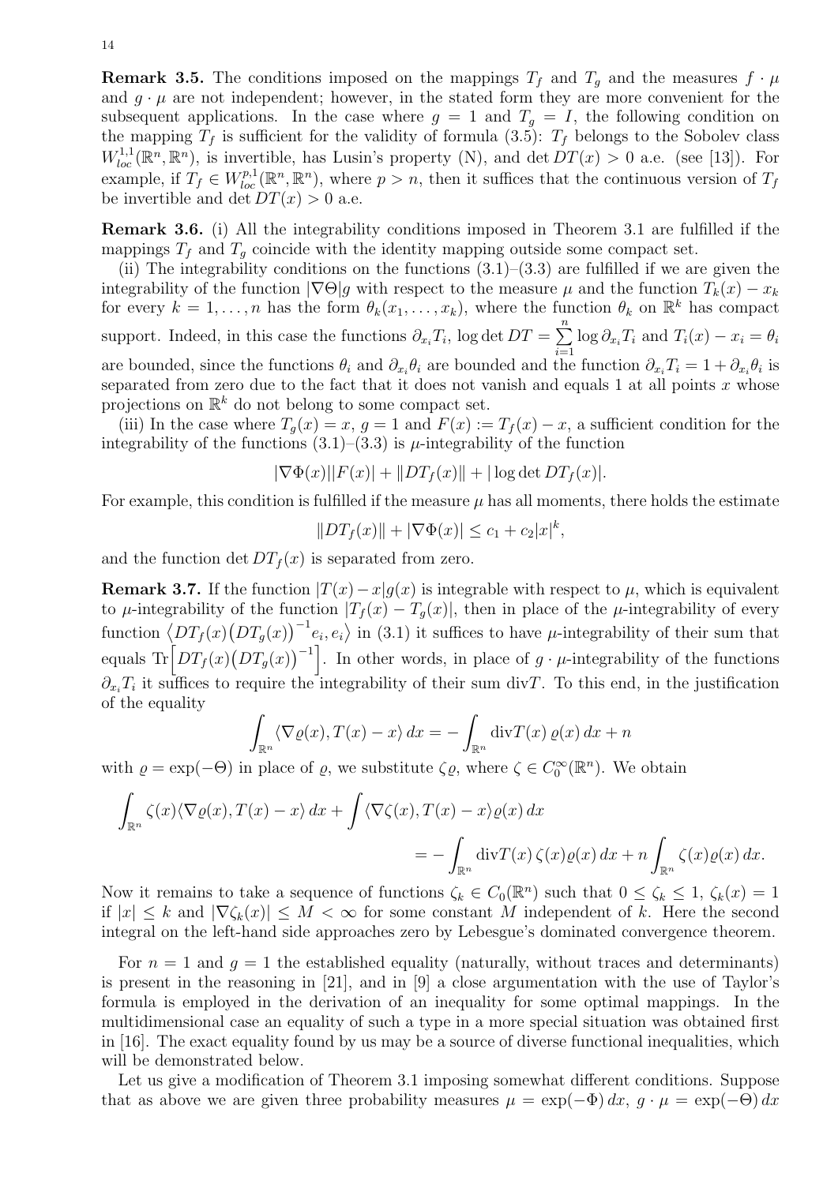**Remark 3.5.** The conditions imposed on the mappings $T_f$ and $T_g$ and the measures $f \cdot \mu$ and $g \cdot \mu$ are not independent; however, in the stated form they are more convenient for the subsequent applications. In the case where $g = 1$ and $T_g = I$, the following condition on the mapping $T_f$ is sufficient for the validity of formula (3.5): $T_f$ belongs to the Sobolev class $W^{1,1}_{loc}(\mathbb{R}^n, \mathbb{R}^n)$, is invertible, has Lusin's property (N), and $\det DT(x) > 0$ a.e. (see [13]). For example, if $T_f \in W^{p,1}_{loc}(\mathbb{R}^n, \mathbb{R}^n)$, where $p > n$, then it suffices that the continuous version of $T_f$ be invertible and $\det DT(x) > 0$ a.e.

**Remark 3.6.** (i) All the integrability conditions imposed in Theorem 3.1 are fulfilled if the mappings $T_f$ and $T_g$ coincide with the identity mapping outside some compact set.

(ii) The integrability conditions on the functions (3.1)–(3.3) are fulfilled if we are given the integrability of the function $|\nabla\Theta|g$ with respect to the measure $\mu$ and the function $T_k(x) - x_k$ for every $k = 1, \ldots, n$ has the form $\theta_k(x_1, \ldots, x_k)$, where the function $\theta_k$ on $\mathbb{R}^k$ has compact support. Indeed, in this case the functions $\partial_{x_i} T_i$, $\log\det DT = \sum\limits_{i=1}^{n} \log \partial_{x_i} T_i$ and $T_i(x) - x_i = \theta_i$ are bounded, since the functions $\theta_i$ and $\partial_{x_i}\theta_i$ are bounded and the function $\partial_{x_i} T_i = 1 + \partial_{x_i}\theta_i$ is separated from zero due to the fact that it does not vanish and equals 1 at all points $x$ whose projections on $\mathbb{R}^k$ do not belong to some compact set.

(iii) In the case where $T_g(x) = x$, $g = 1$ and $F(x) := T_f(x) - x$, a sufficient condition for the integrability of the functions (3.1)–(3.3) is $\mu$-integrability of the function

$$|\nabla\Phi(x)||F(x)| + \|DT_f(x)\| + |\log\det DT_f(x)|.$$

For example, this condition is fulfilled if the measure $\mu$ has all moments, there holds the estimate

$$\|DT_f(x)\| + |\nabla\Phi(x)| \le c_1 + c_2|x|^k,$$

and the function $\det DT_f(x)$ is separated from zero.

**Remark 3.7.** If the function $|T(x) - x|g(x)$ is integrable with respect to $\mu$, which is equivalent to $\mu$-integrability of the function $|T_f(x) - T_g(x)|$, then in place of the $\mu$-integrability of every function $\big\langle DT_f(x)\big(DT_g(x)\big)^{-1}e_i, e_i\big\rangle$ in (3.1) it suffices to have $\mu$-integrability of their sum that equals $\mathrm{Tr}\Big[DT_f(x)\big(DT_g(x)\big)^{-1}\Big]$. In other words, in place of $g\cdot\mu$-integrability of the functions $\partial_{x_i} T_i$ it suffices to require the integrability of their sum $\mathrm{div}T$. To this end, in the justification of the equality

$$\int_{\mathbb{R}^n} \langle \nabla\varrho(x), T(x) - x\rangle\, dx = -\int_{\mathbb{R}^n} \mathrm{div}T(x)\,\varrho(x)\, dx + n$$

with $\varrho = \exp(-\Theta)$ in place of $\varrho$, we substitute $\zeta\varrho$, where $\zeta \in C_0^\infty(\mathbb{R}^n)$. We obtain

$$\int_{\mathbb{R}^n} \zeta(x)\langle\nabla\varrho(x), T(x) - x\rangle\, dx + \int \langle\nabla\zeta(x), T(x) - x\rangle\varrho(x)\, dx$$
$$= -\int_{\mathbb{R}^n} \mathrm{div}T(x)\,\zeta(x)\varrho(x)\, dx + n\int_{\mathbb{R}^n} \zeta(x)\varrho(x)\, dx.$$

Now it remains to take a sequence of functions $\zeta_k \in C_0(\mathbb{R}^n)$ such that $0 \le \zeta_k \le 1$, $\zeta_k(x) = 1$ if $|x| \le k$ and $|\nabla\zeta_k(x)| \le M < \infty$ for some constant $M$ independent of $k$. Here the second integral on the left-hand side approaches zero by Lebesgue's dominated convergence theorem.

For $n = 1$ and $g = 1$ the established equality (naturally, without traces and determinants) is present in the reasoning in [21], and in [9] a close argumentation with the use of Taylor's formula is employed in the derivation of an inequality for some optimal mappings. In the multidimensional case an equality of such a type in a more special situation was obtained first in [16]. The exact equality found by us may be a source of diverse functional inequalities, which will be demonstrated below.

Let us give a modification of Theorem 3.1 imposing somewhat different conditions. Suppose that as above we are given three probability measures $\mu = \exp(-\Phi)\,dx$, $g\cdot\mu = \exp(-\Theta)\,dx$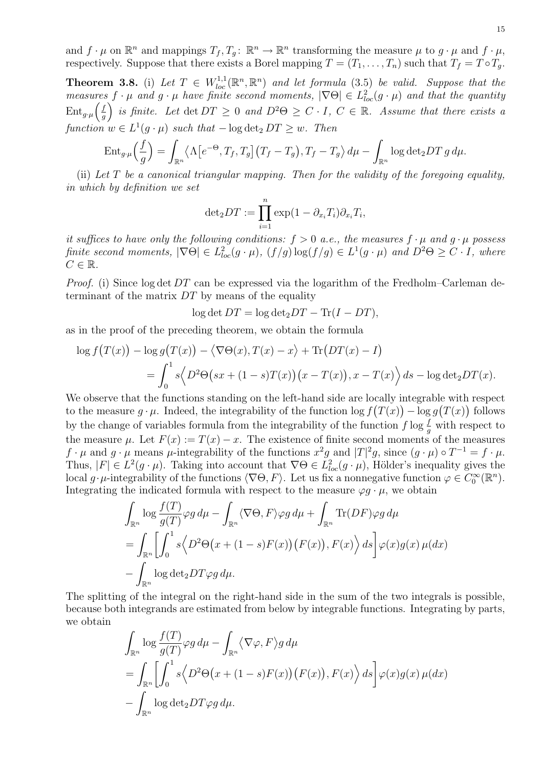and $f\cdot\mu$ on $\mathbb{R}^n$ and mappings $T_f, T_g\colon \mathbb{R}^n\to\mathbb{R}^n$ transforming the measure $\mu$ to $g\cdot\mu$ and $f\cdot\mu$, respectively. Suppose that there exists a Borel mapping $T=(T_1,\ldots,T_n)$ such that $T_f = T\circ T_g$.

**Theorem 3.8.** (i) *Let $T\in W^{1,1}_{loc}(\mathbb{R}^n,\mathbb{R}^n)$ and let formula (3.5) be valid. Suppose that the measures $f\cdot\mu$ and $g\cdot\mu$ have finite second moments, $|\nabla\Theta|\in L^2_{loc}(g\cdot\mu)$ and that the quantity $\mathrm{Ent}_{g\cdot\mu}\Bigl(\frac{f}{g}\Bigr)$ is finite. Let $\det DT\geq 0$ and $D^2\Theta\geq C\cdot I$, $C\in\mathbb{R}$. Assume that there exists a function $w\in L^1(g\cdot\mu)$ such that $-\log\det_2 DT\geq w$. Then*

$$
\mathrm{Ent}_{g\cdot\mu}\Bigl(\frac{f}{g}\Bigr)=\int_{\mathbb{R}^n}\bigl\langle \Lambda\bigl[e^{-\Theta},T_f,T_g\bigr]\bigl(T_f-T_g\bigr),T_f-T_g\bigr\rangle\,d\mu-\int_{\mathbb{R}^n}\log\det{}_2DT\,g\,d\mu.
$$

(ii) *Let $T$ be a canonical triangular mapping. Then for the validity of the foregoing equality, in which by definition we set*

$$
\det{}_2DT:=\prod_{i=1}^n \exp(1-\partial_{x_i}T_i)\partial_{x_i}T_i,
$$

*it suffices to have only the following conditions: $f>0$ a.e., the measures $f\cdot\mu$ and $g\cdot\mu$ possess finite second moments, $|\nabla\Theta|\in L^2_{loc}(g\cdot\mu)$, $(f/g)\log(f/g)\in L^1(g\cdot\mu)$ and $D^2\Theta\geq C\cdot I$, where $C\in\mathbb{R}$.*

*Proof.* (i) Since $\log\det DT$ can be expressed via the logarithm of the Fredholm–Carleman determinant of the matrix $DT$ by means of the equality

$$
\log\det DT=\log\det{}_2DT-\mathrm{Tr}(I-DT),
$$

as in the proof of the preceding theorem, we obtain the formula

$$
\begin{aligned}
&\log f\bigl(T(x)\bigr)-\log g\bigl(T(x)\bigr)-\bigl\langle\nabla\Theta(x),T(x)-x\bigr\rangle+\mathrm{Tr}\bigl(DT(x)-I\bigr)\\
&\qquad=\int_0^1 s\Bigl\langle D^2\Theta\bigl(sx+(1-s)T(x)\bigr)\bigl(x-T(x)\bigr),x-T(x)\Bigr\rangle\,ds-\log\det{}_2DT(x).
\end{aligned}
$$

We observe that the functions standing on the left-hand side are locally integrable with respect to the measure $g\cdot\mu$. Indeed, the integrability of the function $\log f\bigl(T(x)\bigr)-\log g\bigl(T(x)\bigr)$ follows by the change of variables formula from the integrability of the function $f\log\frac{f}{g}$ with respect to the measure $\mu$. Let $F(x):=T(x)-x$. The existence of finite second moments of the measures $f\cdot\mu$ and $g\cdot\mu$ means $\mu$-integrability of the functions $x^2g$ and $|T|^2g$, since $(g\cdot\mu)\circ T^{-1}=f\cdot\mu$. Thus, $|F|\in L^2(g\cdot\mu)$. Taking into account that $\nabla\Theta\in L^2_{loc}(g\cdot\mu)$, Hölder's inequality gives the local $g\cdot\mu$-integrability of the functions $\langle\nabla\Theta,F\rangle$. Let us fix a nonnegative function $\varphi\in C_0^\infty(\mathbb{R}^n)$. Integrating the indicated formula with respect to the measure $\varphi g\cdot\mu$, we obtain

$$
\begin{aligned}
&\int_{\mathbb{R}^n}\log\frac{f(T)}{g(T)}\varphi g\,d\mu-\int_{\mathbb{R}^n}\langle\nabla\Theta,F\rangle\varphi g\,d\mu+\int_{\mathbb{R}^n}\mathrm{Tr}(DF)\varphi g\,d\mu\\
&=\int_{\mathbb{R}^n}\biggl[\int_0^1 s\Bigl\langle D^2\Theta\bigl(x+(1-s)F(x)\bigr)\bigl(F(x)\bigr),F(x)\Bigr\rangle\,ds\biggr]\varphi(x)g(x)\,\mu(dx)\\
&-\int_{\mathbb{R}^n}\log\det{}_2DT\varphi g\,d\mu.
\end{aligned}
$$

The splitting of the integral on the right-hand side in the sum of the two integrals is possible, because both integrands are estimated from below by integrable functions. Integrating by parts, we obtain

$$
\begin{aligned}
&\int_{\mathbb{R}^n}\log\frac{f(T)}{g(T)}\varphi g\,d\mu-\int_{\mathbb{R}^n}\bigl\langle\nabla\varphi,F\bigr\rangle g\,d\mu\\
&=\int_{\mathbb{R}^n}\biggl[\int_0^1 s\Bigl\langle D^2\Theta\bigl(x+(1-s)F(x)\bigr)\bigl(F(x)\bigr),F(x)\Bigr\rangle\,ds\biggr]\varphi(x)g(x)\,\mu(dx)\\
&-\int_{\mathbb{R}^n}\log\det{}_2DT\varphi g\,d\mu.
\end{aligned}
$$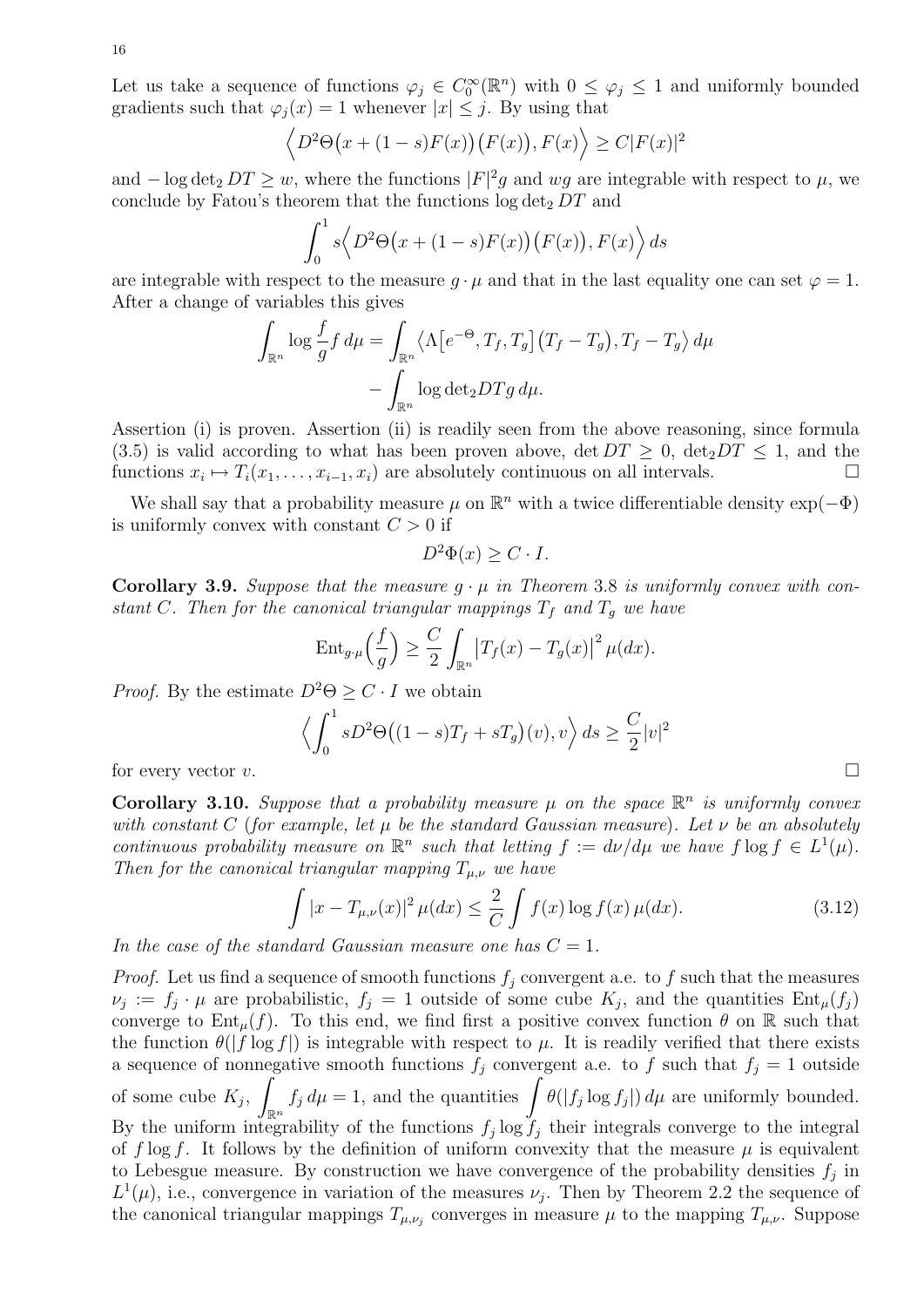Let us take a sequence of functions $\varphi_j \in C_0^\infty(\mathbb{R}^n)$ with $0 \le \varphi_j \le 1$ and uniformly bounded gradients such that $\varphi_j(x) = 1$ whenever $|x| \le j$. By using that

$$\Big\langle D^2\Theta\big(x + (1-s)F(x)\big)\big(F(x)\big), F(x)\Big\rangle \ge C|F(x)|^2$$

and $-\log \det_2 DT \ge w$, where the functions $|F|^2 g$ and $wg$ are integrable with respect to $\mu$, we conclude by Fatou's theorem that the functions $\log \det_2 DT$ and

$$\int_0^1 s\Big\langle D^2\Theta\big(x + (1-s)F(x)\big)\big(F(x)\big), F(x)\Big\rangle\, ds$$

are integrable with respect to the measure $g\cdot\mu$ and that in the last equality one can set $\varphi = 1$. After a change of variables this gives

$$\int_{\mathbb{R}^n} \log \frac{f}{g} f\, d\mu = \int_{\mathbb{R}^n} \big\langle \Lambda\big[e^{-\Theta}, T_f, T_g\big]\big(T_f - T_g\big), T_f - T_g\big\rangle\, d\mu \\ - \int_{\mathbb{R}^n} \log \det{}_2 DT g\, d\mu.$$

Assertion (i) is proven. Assertion (ii) is readily seen from the above reasoning, since formula (3.5) is valid according to what has been proven above, $\det DT \ge 0$, $\det_2 DT \le 1$, and the functions $x_i \mapsto T_i(x_1, \ldots, x_{i-1}, x_i)$ are absolutely continuous on all intervals. $\square$

We shall say that a probability measure $\mu$ on $\mathbb{R}^n$ with a twice differentiable density $\exp(-\Phi)$ is uniformly convex with constant $C > 0$ if

$$D^2\Phi(x) \ge C \cdot I.$$

**Corollary 3.9.** *Suppose that the measure $g\cdot\mu$ in Theorem 3.8 is uniformly convex with constant $C$. Then for the canonical triangular mappings $T_f$ and $T_g$ we have*

$$\operatorname{Ent}_{g\cdot\mu}\Big(\frac{f}{g}\Big) \ge \frac{C}{2} \int_{\mathbb{R}^n} \big|T_f(x) - T_g(x)\big|^2\, \mu(dx).$$

*Proof.* By the estimate $D^2\Theta \ge C\cdot I$ we obtain

$$\Big\langle \int_0^1 s D^2\Theta\big((1-s)T_f + sT_g\big)(v), v\Big\rangle\, ds \ge \frac{C}{2}|v|^2$$

for every vector $v$. $\square$

**Corollary 3.10.** *Suppose that a probability measure $\mu$ on the space $\mathbb{R}^n$ is uniformly convex with constant $C$ (for example, let $\mu$ be the standard Gaussian measure). Let $\nu$ be an absolutely continuous probability measure on $\mathbb{R}^n$ such that letting $f := d\nu/d\mu$ we have $f\log f \in L^1(\mu)$. Then for the canonical triangular mapping $T_{\mu,\nu}$ we have*

$$\int |x - T_{\mu,\nu}(x)|^2\, \mu(dx) \le \frac{2}{C}\int f(x)\log f(x)\, \mu(dx). \tag{3.12}$$

*In the case of the standard Gaussian measure one has $C = 1$.*

*Proof.* Let us find a sequence of smooth functions $f_j$ convergent a.e. to $f$ such that the measures $\nu_j := f_j\cdot\mu$ are probabilistic, $f_j = 1$ outside of some cube $K_j$, and the quantities $\operatorname{Ent}_\mu(f_j)$ converge to $\operatorname{Ent}_\mu(f)$. To this end, we find first a positive convex function $\theta$ on $\mathbb{R}$ such that the function $\theta(|f\log f|)$ is integrable with respect to $\mu$. It is readily verified that there exists a sequence of nonnegative smooth functions $f_j$ convergent a.e. to $f$ such that $f_j = 1$ outside of some cube $K_j$, $\displaystyle\int_{\mathbb{R}^n} f_j\, d\mu = 1$, and the quantities $\displaystyle\int \theta(|f_j \log f_j|)\, d\mu$ are uniformly bounded. By the uniform integrability of the functions $f_j\log f_j$ their integrals converge to the integral of $f\log f$. It follows by the definition of uniform convexity that the measure $\mu$ is equivalent to Lebesgue measure. By construction we have convergence of the probability densities $f_j$ in $L^1(\mu)$, i.e., convergence in variation of the measures $\nu_j$. Then by Theorem 2.2 the sequence of the canonical triangular mappings $T_{\mu,\nu_j}$ converges in measure $\mu$ to the mapping $T_{\mu,\nu}$. Suppose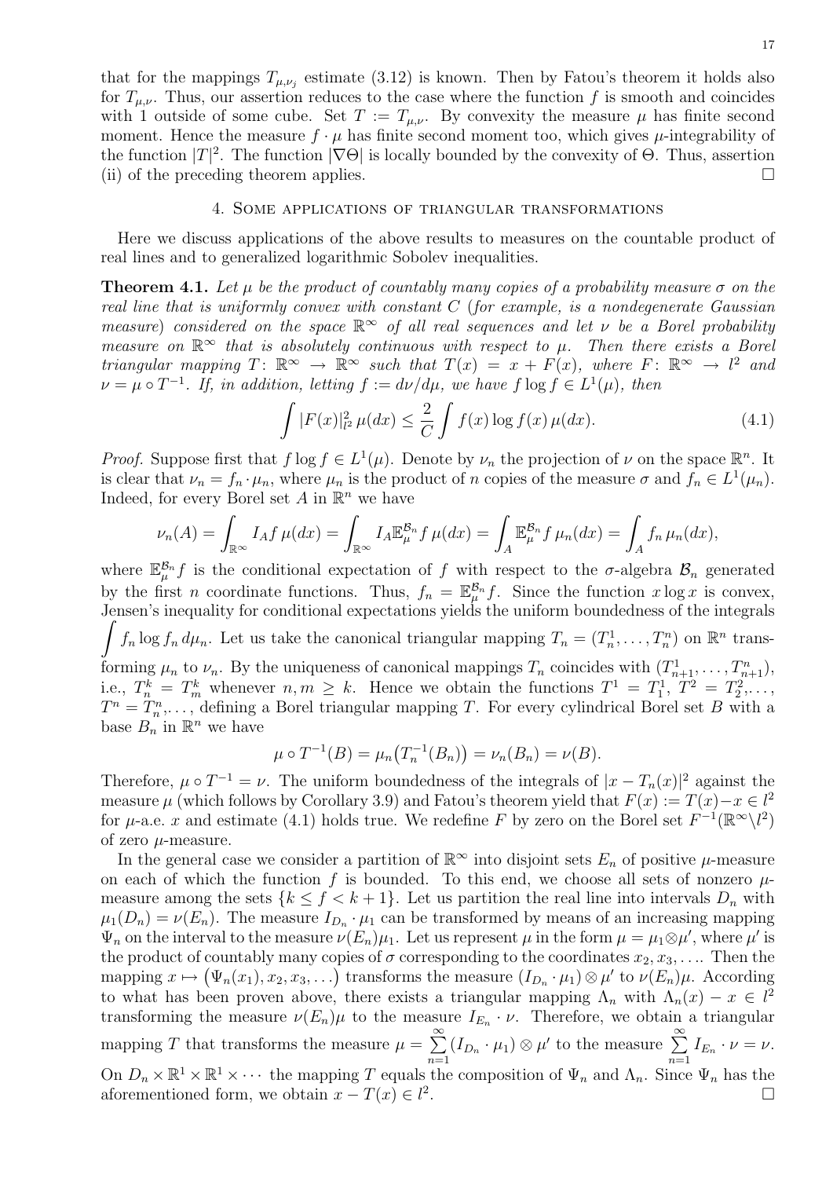that for the mappings $T_{\mu,\nu_j}$ estimate (3.12) is known. Then by Fatou's theorem it holds also for $T_{\mu,\nu}$. Thus, our assertion reduces to the case where the function $f$ is smooth and coincides with 1 outside of some cube. Set $T := T_{\mu,\nu}$. By convexity the measure $\mu$ has finite second moment. Hence the measure $f \cdot \mu$ has finite second moment too, which gives $\mu$-integrability of the function $|T|^2$. The function $|\nabla\Theta|$ is locally bounded by the convexity of $\Theta$. Thus, assertion (ii) of the preceding theorem applies. $\square$

## 4. Some applications of triangular transformations

Here we discuss applications of the above results to measures on the countable product of real lines and to generalized logarithmic Sobolev inequalities.

**Theorem 4.1.** *Let $\mu$ be the product of countably many copies of a probability measure $\sigma$ on the real line that is uniformly convex with constant $C$ (for example, is a nondegenerate Gaussian measure) considered on the space $\mathbb{R}^\infty$ of all real sequences and let $\nu$ be a Borel probability measure on $\mathbb{R}^\infty$ that is absolutely continuous with respect to $\mu$. Then there exists a Borel triangular mapping $T\colon \mathbb{R}^\infty \to \mathbb{R}^\infty$ such that $T(x) = x + F(x)$, where $F\colon \mathbb{R}^\infty \to l^2$ and $\nu = \mu \circ T^{-1}$. If, in addition, letting $f := d\nu/d\mu$, we have $f \log f \in L^1(\mu)$, then*

$$\int |F(x)|^2_{l^2}\, \mu(dx) \le \frac{2}{C} \int f(x) \log f(x)\, \mu(dx). \tag{4.1}$$

*Proof.* Suppose first that $f \log f \in L^1(\mu)$. Denote by $\nu_n$ the projection of $\nu$ on the space $\mathbb{R}^n$. It is clear that $\nu_n = f_n \cdot \mu_n$, where $\mu_n$ is the product of $n$ copies of the measure $\sigma$ and $f_n \in L^1(\mu_n)$. Indeed, for every Borel set $A$ in $\mathbb{R}^n$ we have

$$\nu_n(A) = \int_{\mathbb{R}^\infty} I_A f\, \mu(dx) = \int_{\mathbb{R}^\infty} I_A \mathbb{E}^{\mathcal{B}_n}_\mu f\, \mu(dx) = \int_A \mathbb{E}^{\mathcal{B}_n}_\mu f\, \mu_n(dx) = \int_A f_n\, \mu_n(dx),$$

where $\mathbb{E}^{\mathcal{B}_n}_\mu f$ is the conditional expectation of $f$ with respect to the $\sigma$-algebra $\mathcal{B}_n$ generated by the first $n$ coordinate functions. Thus, $f_n = \mathbb{E}^{\mathcal{B}_n}_\mu f$. Since the function $x \log x$ is convex, Jensen's inequality for conditional expectations yields the uniform boundedness of the integrals $\displaystyle\int f_n \log f_n\, d\mu_n$. Let us take the canonical triangular mapping $T_n = (T_n^1, \ldots, T_n^n)$ on $\mathbb{R}^n$ transforming $\mu_n$ to $\nu_n$. By the uniqueness of canonical mappings $T_n$ coincides with $(T^1_{n+1}, \ldots, T^n_{n+1})$, i.e., $T^k_n = T^k_m$ whenever $n, m \ge k$. Hence we obtain the functions $T^1 = T^1_1$, $T^2 = T^2_2, \ldots$, $T^n = T^n_n, \ldots$, defining a Borel triangular mapping $T$. For every cylindrical Borel set $B$ with a base $B_n$ in $\mathbb{R}^n$ we have

$$\mu \circ T^{-1}(B) = \mu_n\bigl(T_n^{-1}(B_n)\bigr) = \nu_n(B_n) = \nu(B).$$

Therefore, $\mu \circ T^{-1} = \nu$. The uniform boundedness of the integrals of $|x - T_n(x)|^2$ against the measure $\mu$ (which follows by Corollary 3.9) and Fatou's theorem yield that $F(x) := T(x) - x \in l^2$ for $\mu$-a.e. $x$ and estimate (4.1) holds true. We redefine $F$ by zero on the Borel set $F^{-1}(\mathbb{R}^\infty \backslash l^2)$ of zero $\mu$-measure.

In the general case we consider a partition of $\mathbb{R}^\infty$ into disjoint sets $E_n$ of positive $\mu$-measure on each of which the function $f$ is bounded. To this end, we choose all sets of nonzero $\mu$-measure among the sets $\{k \le f < k+1\}$. Let us partition the real line into intervals $D_n$ with $\mu_1(D_n) = \nu(E_n)$. The measure $I_{D_n} \cdot \mu_1$ can be transformed by means of an increasing mapping $\Psi_n$ on the interval to the measure $\nu(E_n)\mu_1$. Let us represent $\mu$ in the form $\mu = \mu_1 \otimes \mu'$, where $\mu'$ is the product of countably many copies of $\sigma$ corresponding to the coordinates $x_2, x_3, \ldots$. Then the mapping $x \mapsto \bigl(\Psi_n(x_1), x_2, x_3, \ldots\bigr)$ transforms the measure $(I_{D_n} \cdot \mu_1) \otimes \mu'$ to $\nu(E_n)\mu$. According to what has been proven above, there exists a triangular mapping $\Lambda_n$ with $\Lambda_n(x) - x \in l^2$ transforming the measure $\nu(E_n)\mu$ to the measure $I_{E_n} \cdot \nu$. Therefore, we obtain a triangular mapping $T$ that transforms the measure $\mu = \sum\limits_{n=1}^\infty (I_{D_n} \cdot \mu_1) \otimes \mu'$ to the measure $\sum\limits_{n=1}^\infty I_{E_n} \cdot \nu = \nu$. On $D_n \times \mathbb{R}^1 \times \mathbb{R}^1 \times \cdots$ the mapping $T$ equals the composition of $\Psi_n$ and $\Lambda_n$. Since $\Psi_n$ has the aforementioned form, we obtain $x - T(x) \in l^2$. $\square$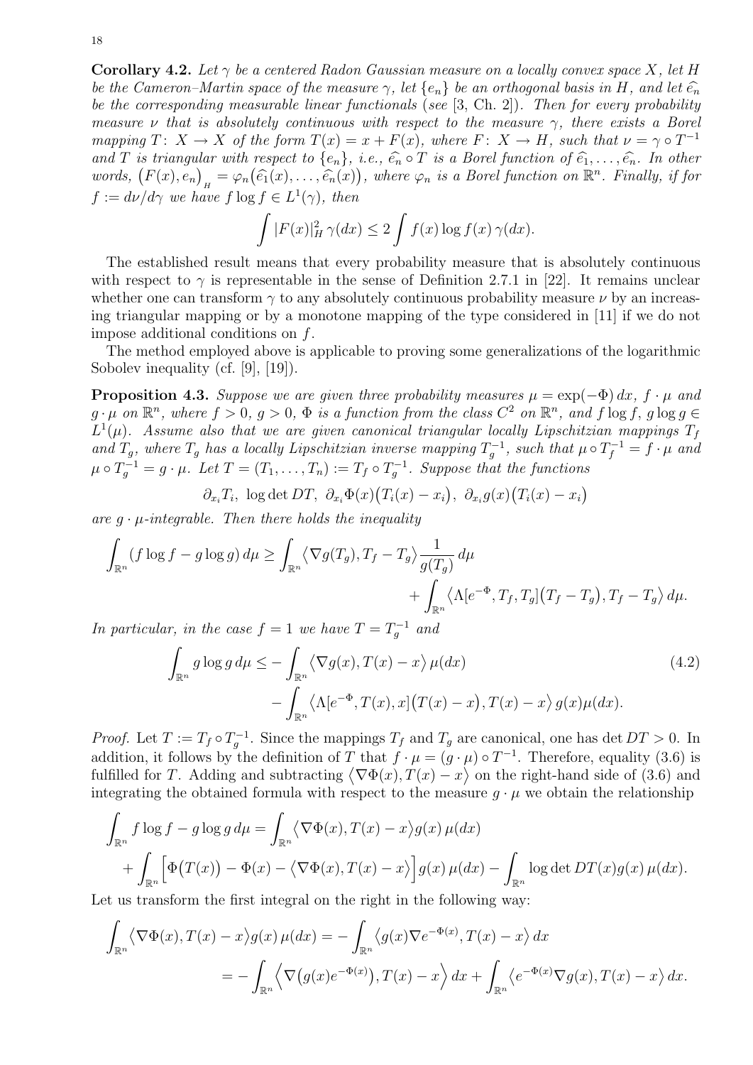**Corollary 4.2.** *Let $\gamma$ be a centered Radon Gaussian measure on a locally convex space $X$, let $H$ be the Cameron–Martin space of the measure $\gamma$, let $\{e_n\}$ be an orthogonal basis in $H$, and let $\widehat{e_n}$ be the corresponding measurable linear functionals (see [3, Ch. 2]). Then for every probability measure $\nu$ that is absolutely continuous with respect to the measure $\gamma$, there exists a Borel mapping $T\colon X \to X$ of the form $T(x) = x + F(x)$, where $F\colon X \to H$, such that $\nu = \gamma \circ T^{-1}$ and $T$ is triangular with respect to $\{e_n\}$, i.e., $\widehat{e_n} \circ T$ is a Borel function of $\widehat{e_1}, \dots, \widehat{e_n}$. In other words, $\big(F(x), e_n\big)_H = \varphi_n\big(\widehat{e_1}(x), \dots, \widehat{e_n}(x)\big)$, where $\varphi_n$ is a Borel function on $\mathbb{R}^n$. Finally, if for $f := d\nu/d\gamma$ we have $f \log f \in L^1(\gamma)$, then*

$$\int |F(x)|_H^2 \,\gamma(dx) \le 2 \int f(x) \log f(x)\, \gamma(dx).$$

The established result means that every probability measure that is absolutely continuous with respect to $\gamma$ is representable in the sense of Definition 2.7.1 in [22]. It remains unclear whether one can transform $\gamma$ to any absolutely continuous probability measure $\nu$ by an increasing triangular mapping or by a monotone mapping of the type considered in [11] if we do not impose additional conditions on $f$.

The method employed above is applicable to proving some generalizations of the logarithmic Sobolev inequality (cf. [9], [19]).

**Proposition 4.3.** *Suppose we are given three probability measures $\mu = \exp(-\Phi)\,dx$, $f \cdot \mu$ and $g \cdot \mu$ on $\mathbb{R}^n$, where $f > 0$, $g > 0$, $\Phi$ is a function from the class $C^2$ on $\mathbb{R}^n$, and $f \log f$, $g \log g \in L^1(\mu)$. Assume also that we are given canonical triangular locally Lipschitzian mappings $T_f$ and $T_g$, where $T_g$ has a locally Lipschitzian inverse mapping $T_g^{-1}$, such that $\mu \circ T_f^{-1} = f \cdot \mu$ and $\mu \circ T_g^{-1} = g \cdot \mu$. Let $T = (T_1, \dots, T_n) := T_f \circ T_g^{-1}$. Suppose that the functions*

$$\partial_{x_i} T_i,\ \log\det DT,\ \partial_{x_i}\Phi(x)\big(T_i(x) - x_i\big),\ \partial_{x_i} g(x)\big(T_i(x) - x_i\big)$$

*are $g \cdot \mu$-integrable. Then there holds the inequality*

$$\begin{aligned}
\int_{\mathbb{R}^n} (f \log f - g \log g)\, d\mu \ge \int_{\mathbb{R}^n} \big\langle \nabla g(T_g), T_f - T_g \big\rangle \frac{1}{g(T_g)}\, d\mu& \\
+ \int_{\mathbb{R}^n} \big\langle \Lambda[e^{-\Phi}, T_f, T_g]\big(T_f - T_g\big), T_f - T_g \big\rangle\, d\mu&.
\end{aligned}$$

*In particular, in the case $f = 1$ we have $T = T_g^{-1}$ and*

$$\begin{aligned}
\int_{\mathbb{R}^n} g \log g\, d\mu \le - \int_{\mathbb{R}^n} \big\langle \nabla g(x), T(x) - x \big\rangle\, \mu(dx)& \\
- \int_{\mathbb{R}^n} \big\langle \Lambda[e^{-\Phi}, T(x), x]\big(T(x) - x\big), T(x) - x \big\rangle\, g(x) \mu(dx)&.
\end{aligned} \tag{4.2}$$

*Proof.* Let $T := T_f \circ T_g^{-1}$. Since the mappings $T_f$ and $T_g$ are canonical, one has $\det DT > 0$. In addition, it follows by the definition of $T$ that $f \cdot \mu = (g \cdot \mu) \circ T^{-1}$. Therefore, equality (3.6) is fulfilled for $T$. Adding and subtracting $\big\langle \nabla\Phi(x), T(x) - x \big\rangle$ on the right-hand side of (3.6) and integrating the obtained formula with respect to the measure $g \cdot \mu$ we obtain the relationship

$$\begin{aligned}
\int_{\mathbb{R}^n} f \log f - g \log g\, d\mu = \int_{\mathbb{R}^n} \big\langle \nabla\Phi(x), T(x) - x \big\rangle g(x)\, \mu(dx)& \\
+ \int_{\mathbb{R}^n} \Big[ \Phi\big(T(x)\big) - \Phi(x) - \big\langle \nabla\Phi(x), T(x) - x \big\rangle \Big] g(x)\, \mu(dx) - \int_{\mathbb{R}^n} \log\det DT(x) g(x)\, \mu(dx)&.
\end{aligned}$$

Let us transform the first integral on the right in the following way:

$$\begin{aligned}
\int_{\mathbb{R}^n} \big\langle \nabla\Phi(x), T(x) - x \big\rangle g(x)\, \mu(dx) &= - \int_{\mathbb{R}^n} \big\langle g(x) \nabla e^{-\Phi(x)}, T(x) - x \big\rangle\, dx \\
&= - \int_{\mathbb{R}^n} \Big\langle \nabla\big(g(x) e^{-\Phi(x)}\big), T(x) - x \Big\rangle\, dx + \int_{\mathbb{R}^n} \big\langle e^{-\Phi(x)} \nabla g(x), T(x) - x \big\rangle\, dx.
\end{aligned}$$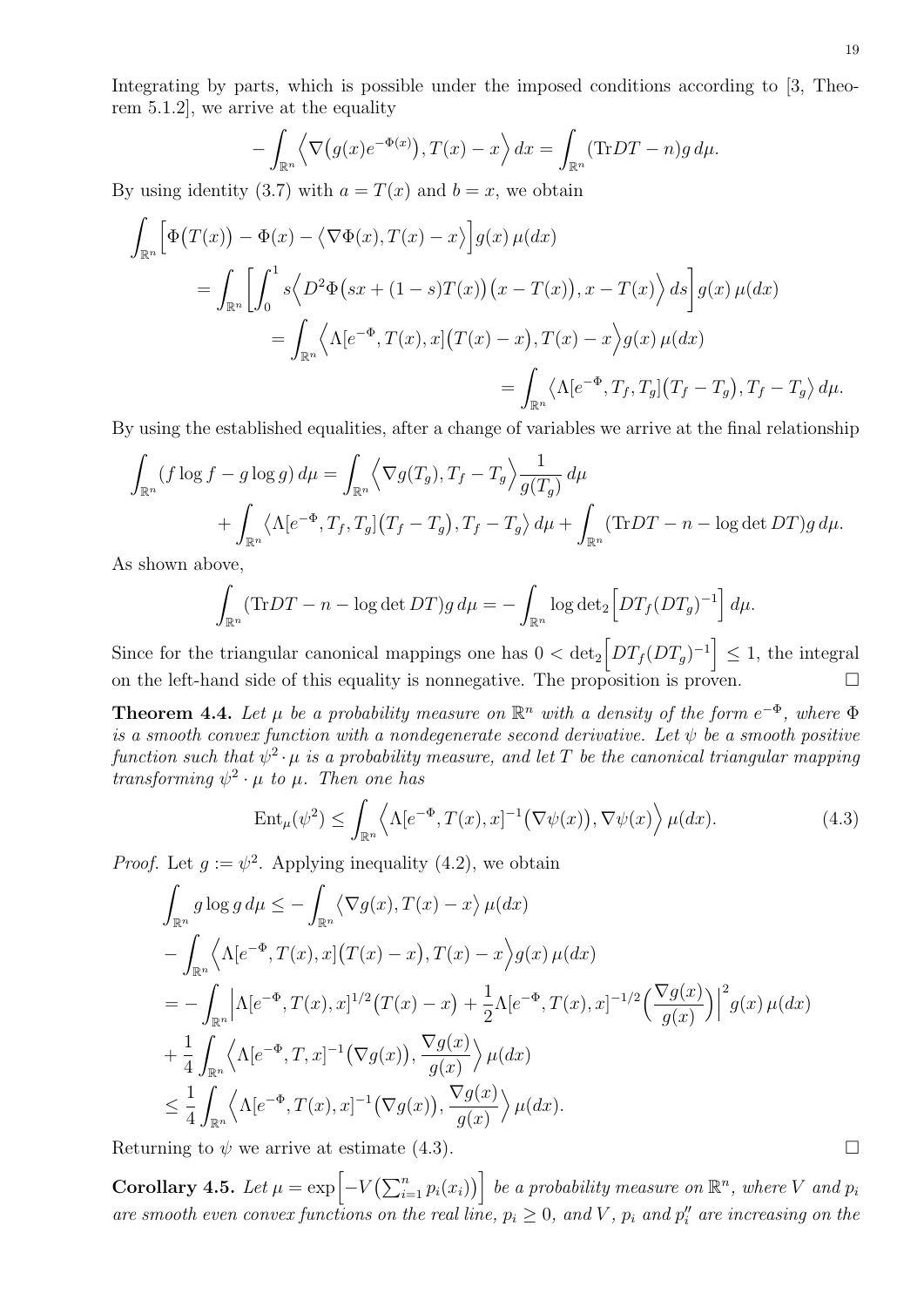Integrating by parts, which is possible under the imposed conditions according to [3, Theorem 5.1.2], we arrive at the equality

$$-\int_{\mathbb{R}^n} \Big\langle \nabla\big(g(x)e^{-\Phi(x)}\big), T(x)-x\Big\rangle\, dx = \int_{\mathbb{R}^n} (\mathrm{Tr} DT - n) g\, d\mu.$$

By using identity (3.7) with $a = T(x)$ and $b = x$, we obtain

$$\begin{aligned}
\int_{\mathbb{R}^n} \Big[\Phi\big(T(x)\big) - \Phi(x) - \big\langle \nabla\Phi(x), T(x)-x\big\rangle\Big] g(x)\,\mu(dx) \\
= \int_{\mathbb{R}^n} \bigg[\int_0^1 s\Big\langle D^2\Phi\big(sx+(1-s)T(x)\big)\big(x-T(x)\big), x-T(x)\Big\rangle\, ds\bigg] g(x)\,\mu(dx) \\
= \int_{\mathbb{R}^n} \Big\langle \Lambda[e^{-\Phi}, T(x), x]\big(T(x)-x\big), T(x)-x\Big\rangle g(x)\,\mu(dx) \\
= \int_{\mathbb{R}^n} \big\langle \Lambda[e^{-\Phi}, T_f, T_g]\big(T_f - T_g\big), T_f - T_g\big\rangle\, d\mu.
\end{aligned}$$

By using the established equalities, after a change of variables we arrive at the final relationship

$$\begin{aligned}
\int_{\mathbb{R}^n} (f\log f - g\log g)\, d\mu = \int_{\mathbb{R}^n} \Big\langle \nabla g(T_g), T_f - T_g\Big\rangle \frac{1}{g(T_g)}\, d\mu \\
+ \int_{\mathbb{R}^n} \big\langle \Lambda[e^{-\Phi}, T_f, T_g]\big(T_f - T_g\big), T_f - T_g\big\rangle\, d\mu + \int_{\mathbb{R}^n} (\mathrm{Tr} DT - n - \log\det DT) g\, d\mu.
\end{aligned}$$

As shown above,

$$\int_{\mathbb{R}^n} (\mathrm{Tr} DT - n - \log\det DT) g\, d\mu = -\int_{\mathbb{R}^n} \log \mathrm{det}_2\Big[DT_f (DT_g)^{-1}\Big]\, d\mu.$$

Since for the triangular canonical mappings one has $0 < \mathrm{det}_2\Big[DT_f(DT_g)^{-1}\Big] \le 1$, the integral on the left-hand side of this equality is nonnegative. The proposition is proven. $\square$

**Theorem 4.4.** *Let $\mu$ be a probability measure on $\mathbb{R}^n$ with a density of the form $e^{-\Phi}$, where $\Phi$ is a smooth convex function with a nondegenerate second derivative. Let $\psi$ be a smooth positive function such that $\psi^2\cdot\mu$ is a probability measure, and let $T$ be the canonical triangular mapping transforming $\psi^2\cdot\mu$ to $\mu$. Then one has*

$$\mathrm{Ent}_\mu(\psi^2) \le \int_{\mathbb{R}^n} \Big\langle \Lambda[e^{-\Phi}, T(x), x]^{-1}\big(\nabla\psi(x)\big), \nabla\psi(x)\Big\rangle\, \mu(dx). \tag{4.3}$$

*Proof.* Let $g := \psi^2$. Applying inequality (4.2), we obtain

$$\begin{aligned}
&\int_{\mathbb{R}^n} g\log g\, d\mu \le -\int_{\mathbb{R}^n} \big\langle \nabla g(x), T(x)-x\big\rangle\, \mu(dx) \\
&- \int_{\mathbb{R}^n} \Big\langle \Lambda[e^{-\Phi}, T(x), x]\big(T(x)-x\big), T(x)-x\Big\rangle g(x)\,\mu(dx) \\
&= -\int_{\mathbb{R}^n} \Big| \Lambda[e^{-\Phi}, T(x), x]^{1/2}\big(T(x)-x\big) + \frac{1}{2}\Lambda[e^{-\Phi}, T(x), x]^{-1/2}\Big(\frac{\nabla g(x)}{g(x)}\Big)\Big|^2 g(x)\,\mu(dx) \\
&+ \frac{1}{4}\int_{\mathbb{R}^n} \Big\langle \Lambda[e^{-\Phi}, T, x]^{-1}\big(\nabla g(x)\big), \frac{\nabla g(x)}{g(x)}\Big\rangle\, \mu(dx) \\
&\le \frac{1}{4}\int_{\mathbb{R}^n} \Big\langle \Lambda[e^{-\Phi}, T(x), x]^{-1}\big(\nabla g(x)\big), \frac{\nabla g(x)}{g(x)}\Big\rangle\, \mu(dx).
\end{aligned}$$

Returning to $\psi$ we arrive at estimate (4.3). $\square$

**Corollary 4.5.** *Let $\mu = \exp\Big[-V\big(\sum_{i=1}^n p_i(x_i)\big)\Big]$ be a probability measure on $\mathbb{R}^n$, where $V$ and $p_i$ are smooth even convex functions on the real line, $p_i \ge 0$, and $V$, $p_i$ and $p_i''$ are increasing on the*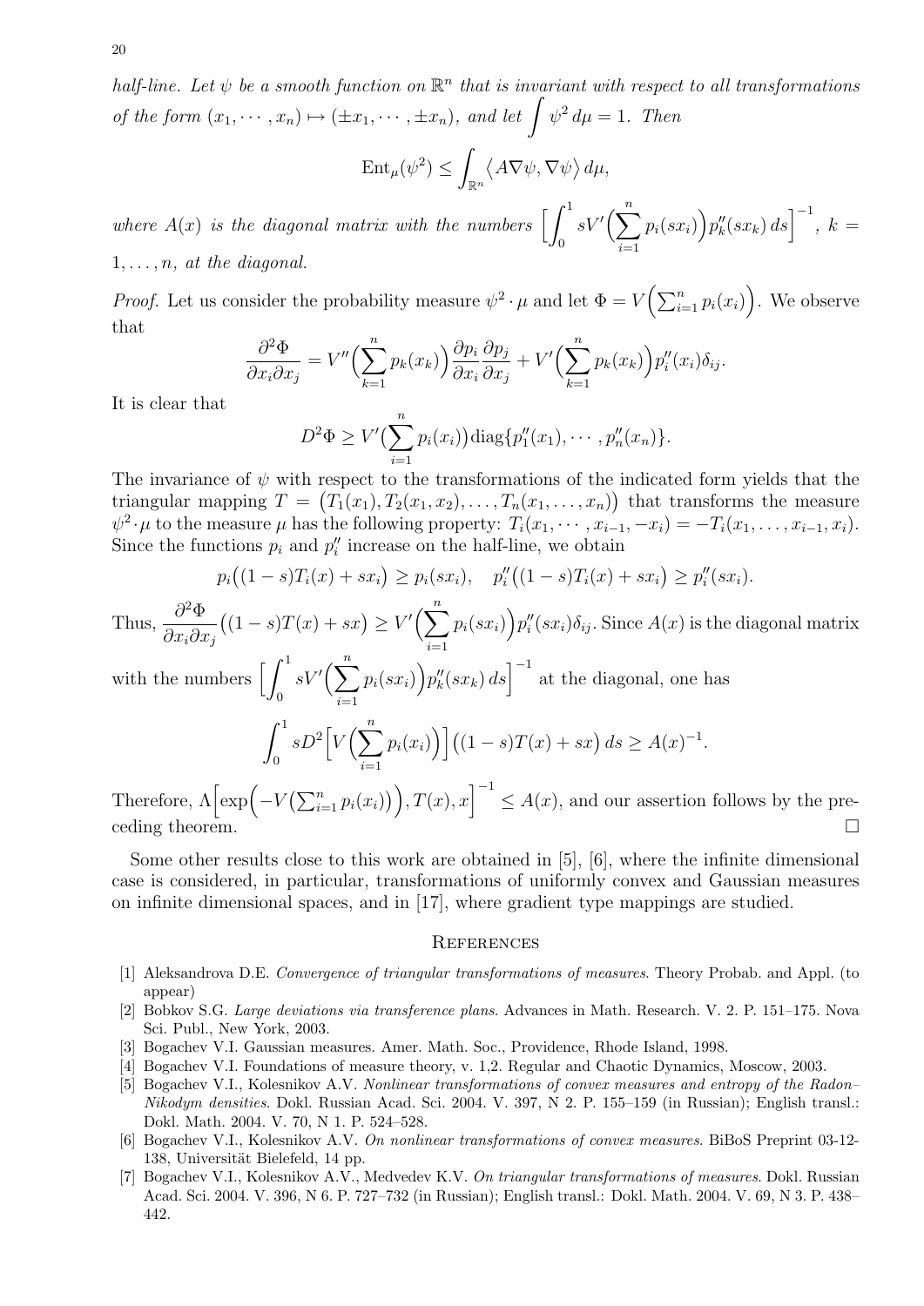*half-line. Let $\psi$ be a smooth function on $\mathbb{R}^n$ that is invariant with respect to all transformations of the form $(x_1, \cdots, x_n) \mapsto (\pm x_1, \cdots, \pm x_n)$, and let $\int \psi^2 \, d\mu = 1$. Then*

$$\mathrm{Ent}_\mu(\psi^2) \le \int_{\mathbb{R}^n} \langle A\nabla\psi, \nabla\psi \rangle \, d\mu,$$

*where $A(x)$ is the diagonal matrix with the numbers $\Big[\int_0^1 sV'\Big(\sum_{i=1}^n p_i(sx_i)\Big)p_k''(sx_k)\,ds\Big]^{-1}$, $k = 1, \ldots, n$, at the diagonal.*

*Proof.* Let us consider the probability measure $\psi^2 \cdot \mu$ and let $\Phi = V\Big(\sum_{i=1}^n p_i(x_i)\Big)$. We observe that

$$\frac{\partial^2 \Phi}{\partial x_i \partial x_j} = V''\Big(\sum_{k=1}^n p_k(x_k)\Big)\frac{\partial p_i}{\partial x_i}\frac{\partial p_j}{\partial x_j} + V'\Big(\sum_{k=1}^n p_k(x_k)\Big)p_i''(x_i)\delta_{ij}.$$

It is clear that

$$D^2\Phi \ge V'\big(\sum_{i=1}^n p_i(x_i)\big)\mathrm{diag}\{p_1''(x_1), \cdots, p_n''(x_n)\}.$$

The invariance of $\psi$ with respect to the transformations of the indicated form yields that the triangular mapping $T = \big(T_1(x_1), T_2(x_1, x_2), \ldots, T_n(x_1, \ldots, x_n)\big)$ that transforms the measure $\psi^2 \cdot \mu$ to the measure $\mu$ has the following property: $T_i(x_1, \cdots, x_{i-1}, -x_i) = -T_i(x_1, \ldots, x_{i-1}, x_i)$. Since the functions $p_i$ and $p_i''$ increase on the half-line, we obtain

$$p_i\big((1-s)T_i(x) + sx_i\big) \ge p_i(sx_i), \quad p_i''\big((1-s)T_i(x) + sx_i\big) \ge p_i''(sx_i).$$

Thus, $\dfrac{\partial^2 \Phi}{\partial x_i \partial x_j}\big((1-s)T(x) + sx\big) \ge V'\Big(\sum_{i=1}^n p_i(sx_i)\Big)p_i''(sx_i)\delta_{ij}$. Since $A(x)$ is the diagonal matrix with the numbers $\Big[\int_0^1 sV'\Big(\sum_{i=1}^n p_i(sx_i)\Big)p_k''(sx_k)\,ds\Big]^{-1}$ at the diagonal, one has

$$\int_0^1 sD^2\Big[V\Big(\sum_{i=1}^n p_i(x_i)\Big)\Big]\big((1-s)T(x) + sx\big)\,ds \ge A(x)^{-1}.$$

Therefore, $\Lambda\Big[\exp\Big(-V\big(\sum_{i=1}^n p_i(x_i)\big)\Big), T(x), x\Big]^{-1} \le A(x)$, and our assertion follows by the preceding theorem. □

Some other results close to this work are obtained in [5], [6], where the infinite dimensional case is considered, in particular, transformations of uniformly convex and Gaussian measures on infinite dimensional spaces, and in [17], where gradient type mappings are studied.

## References

[1] Aleksandrova D.E. *Convergence of triangular transformations of measures*. Theory Probab. and Appl. (to appear)

[2] Bobkov S.G. *Large deviations via transference plans*. Advances in Math. Research. V. 2. P. 151–175. Nova Sci. Publ., New York, 2003.

[3] Bogachev V.I. Gaussian measures. Amer. Math. Soc., Providence, Rhode Island, 1998.

[4] Bogachev V.I. Foundations of measure theory, v. 1,2. Regular and Chaotic Dynamics, Moscow, 2003.

[5] Bogachev V.I., Kolesnikov A.V. *Nonlinear transformations of convex measures and entropy of the Radon–Nikodym densities*. Dokl. Russian Acad. Sci. 2004. V. 397, N 2. P. 155–159 (in Russian); English transl.: Dokl. Math. 2004. V. 70, N 1. P. 524–528.

[6] Bogachev V.I., Kolesnikov A.V. *On nonlinear transformations of convex measures*. BiBoS Preprint 03-12-138, Universität Bielefeld, 14 pp.

[7] Bogachev V.I., Kolesnikov A.V., Medvedev K.V. *On triangular transformations of measures*. Dokl. Russian Acad. Sci. 2004. V. 396, N 6. P. 727–732 (in Russian); English transl.: Dokl. Math. 2004. V. 69, N 3. P. 438–442.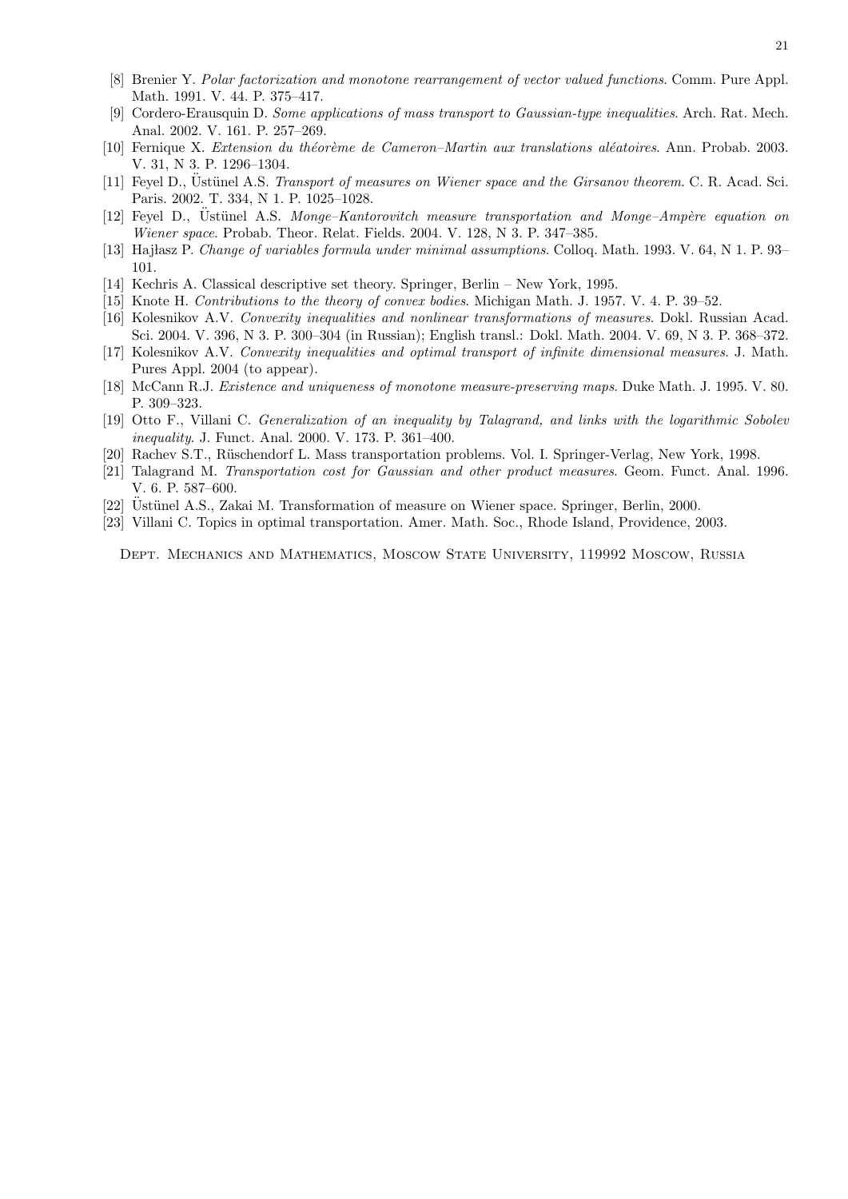[8] Brenier Y. *Polar factorization and monotone rearrangement of vector valued functions*. Comm. Pure Appl. Math. 1991. V. 44. P. 375–417.

[9] Cordero-Erausquin D. *Some applications of mass transport to Gaussian-type inequalities*. Arch. Rat. Mech. Anal. 2002. V. 161. P. 257–269.

[10] Fernique X. *Extension du théorème de Cameron–Martin aux translations aléatoires*. Ann. Probab. 2003. V. 31, N 3. P. 1296–1304.

[11] Feyel D., Üstünel A.S. *Transport of measures on Wiener space and the Girsanov theorem*. C. R. Acad. Sci. Paris. 2002. T. 334, N 1. P. 1025–1028.

[12] Feyel D., Üstünel A.S. *Monge–Kantorovitch measure transportation and Monge–Ampère equation on Wiener space*. Probab. Theor. Relat. Fields. 2004. V. 128, N 3. P. 347–385.

[13] Hajłasz P. *Change of variables formula under minimal assumptions*. Colloq. Math. 1993. V. 64, N 1. P. 93–101.

[14] Kechris A. Classical descriptive set theory. Springer, Berlin – New York, 1995.

[15] Knote H. *Contributions to the theory of convex bodies*. Michigan Math. J. 1957. V. 4. P. 39–52.

[16] Kolesnikov A.V. *Convexity inequalities and nonlinear transformations of measures*. Dokl. Russian Acad. Sci. 2004. V. 396, N 3. P. 300–304 (in Russian); English transl.: Dokl. Math. 2004. V. 69, N 3. P. 368–372.

[17] Kolesnikov A.V. *Convexity inequalities and optimal transport of infinite dimensional measures*. J. Math. Pures Appl. 2004 (to appear).

[18] McCann R.J. *Existence and uniqueness of monotone measure-preserving maps*. Duke Math. J. 1995. V. 80. P. 309–323.

[19] Otto F., Villani C. *Generalization of an inequality by Talagrand, and links with the logarithmic Sobolev inequality*. J. Funct. Anal. 2000. V. 173. P. 361–400.

[20] Rachev S.T., Rüschendorf L. Mass transportation problems. Vol. I. Springer-Verlag, New York, 1998.

[21] Talagrand M. *Transportation cost for Gaussian and other product measures*. Geom. Funct. Anal. 1996. V. 6. P. 587–600.

[22] Üstünel A.S., Zakai M. Transformation of measure on Wiener space. Springer, Berlin, 2000.

[23] Villani C. Topics in optimal transportation. Amer. Math. Soc., Rhode Island, Providence, 2003.

Dept. Mechanics and Mathematics, Moscow State University, 119992 Moscow, Russia